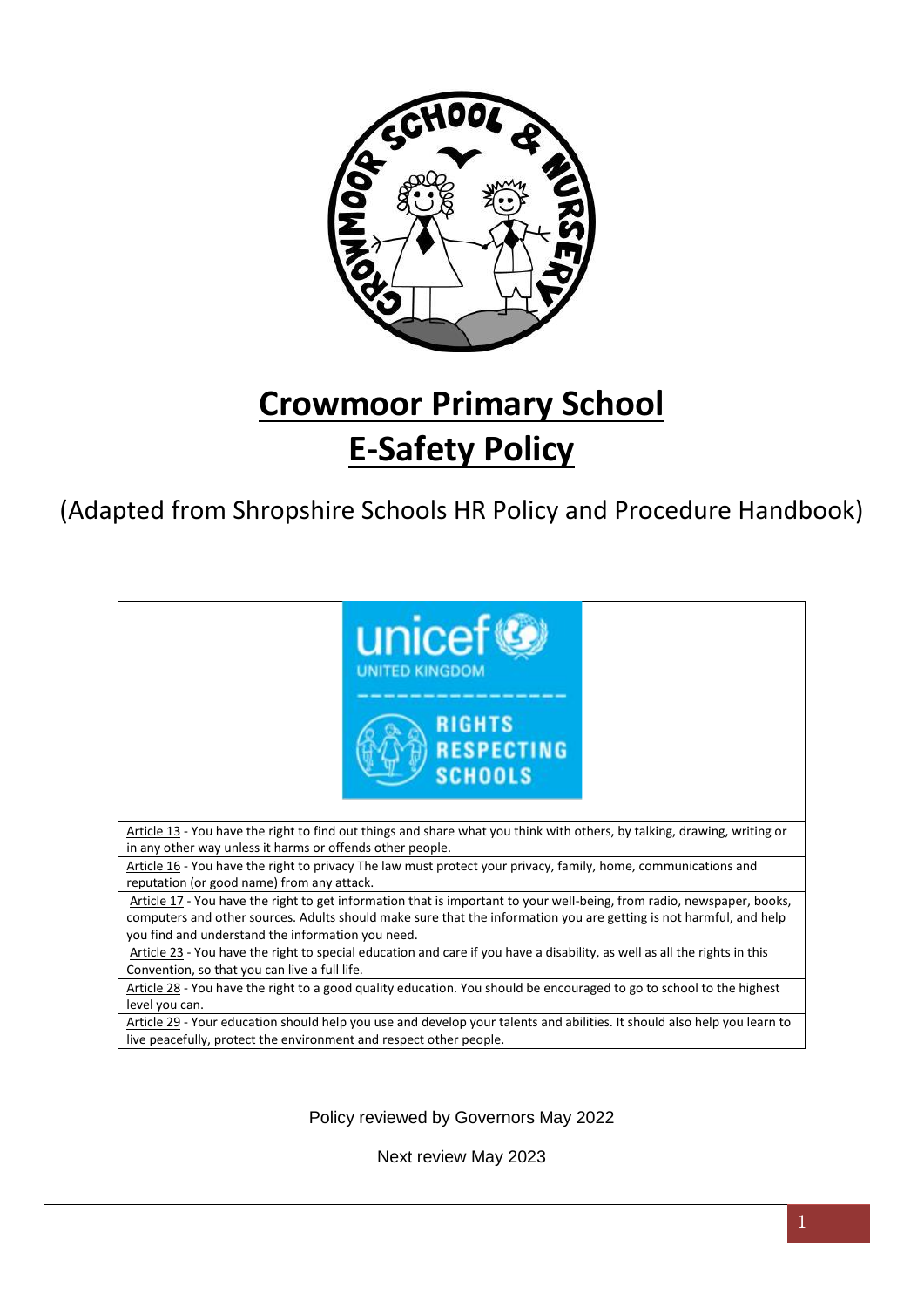# Crowmoor Primary School
# E-Safety Policy

(Adapted from Shropshire Schools HR Policy and Procedure Handbook)

| |
|---|
| Article 13 - You have the right to find out things and share what you think with others, by talking, drawing, writing or in any other way unless it harms or offends other people. |
| Article 16 - You have the right to privacy The law must protect your privacy, family, home, communications and reputation (or good name) from any attack. |
| Article 17 - You have the right to get information that is important to your well-being, from radio, newspaper, books, computers and other sources. Adults should make sure that the information you are getting is not harmful, and help you find and understand the information you need. |
| Article 23 - You have the right to special education and care if you have a disability, as well as all the rights in this Convention, so that you can live a full life. |
| Article 28 - You have the right to a good quality education. You should be encouraged to go to school to the highest level you can. |
| Article 29 - Your education should help you use and develop your talents and abilities. It should also help you learn to live peacefully, protect the environment and respect other people. |

Policy reviewed by Governors May 2022

Next review May 2023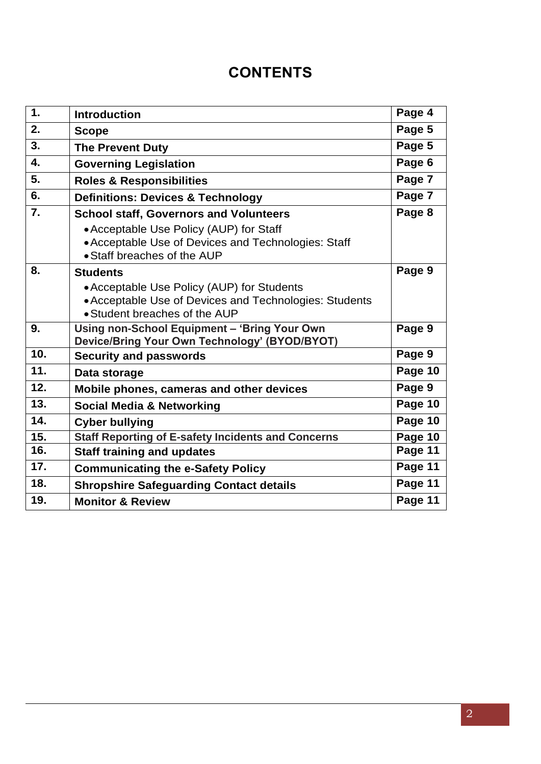# CONTENTS

| | | |
|---|---|---|
| **1.** | **Introduction** | **Page 4** |
| **2.** | **Scope** | **Page 5** |
| **3.** | **The Prevent Duty** | **Page 5** |
| **4.** | **Governing Legislation** | **Page 6** |
| **5.** | **Roles & Responsibilities** | **Page 7** |
| **6.** | **Definitions: Devices & Technology** | **Page 7** |
| **7.** | **School staff, Governors and Volunteers**<br>• Acceptable Use Policy (AUP) for Staff<br>• Acceptable Use of Devices and Technologies: Staff<br>• Staff breaches of the AUP | **Page 8** |
| **8.** | **Students**<br>• Acceptable Use Policy (AUP) for Students<br>• Acceptable Use of Devices and Technologies: Students<br>• Student breaches of the AUP | **Page 9** |
| **9.** | **Using non-School Equipment – 'Bring Your Own Device/Bring Your Own Technology' (BYOD/BYOT)** | **Page 9** |
| **10.** | **Security and passwords** | **Page 9** |
| **11.** | **Data storage** | **Page 10** |
| **12.** | **Mobile phones, cameras and other devices** | **Page 9** |
| **13.** | **Social Media & Networking** | **Page 10** |
| **14.** | **Cyber bullying** | **Page 10** |
| **15.** | **Staff Reporting of E-safety Incidents and Concerns** | **Page 10** |
| **16.** | **Staff training and updates** | **Page 11** |
| **17.** | **Communicating the e-Safety Policy** | **Page 11** |
| **18.** | **Shropshire Safeguarding Contact details** | **Page 11** |
| **19.** | **Monitor & Review** | **Page 11** |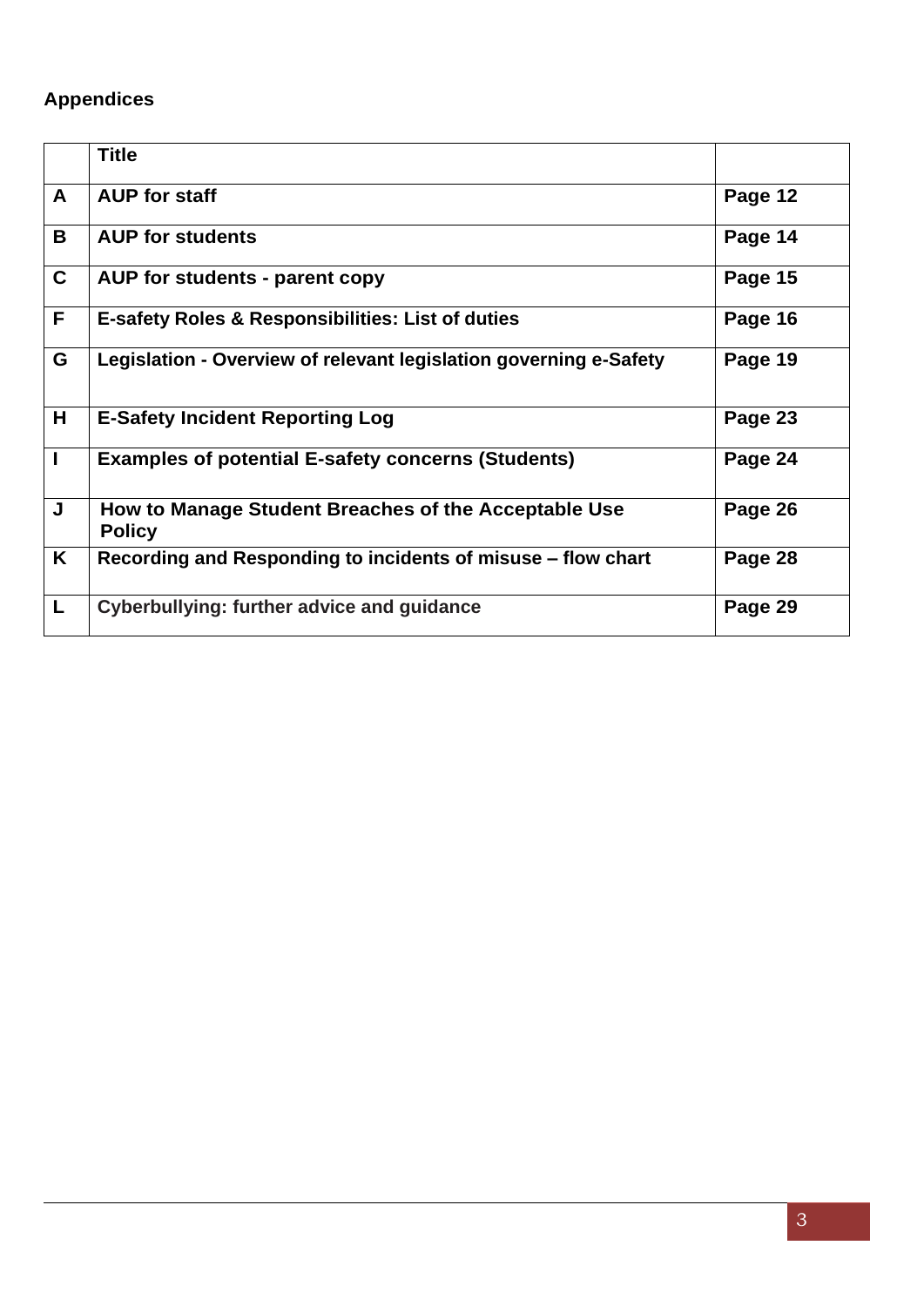**Appendices**

| | **Title** | |
|---|---|---|
| **A** | **AUP for staff** | **Page 12** |
| **B** | **AUP for students** | **Page 14** |
| **C** | **AUP for students - parent copy** | **Page 15** |
| **F** | **E-safety Roles & Responsibilities: List of duties** | **Page 16** |
| **G** | **Legislation - Overview of relevant legislation governing e-Safety** | **Page 19** |
| **H** | **E-Safety Incident Reporting Log** | **Page 23** |
| **I** | **Examples of potential E-safety concerns (Students)** | **Page 24** |
| **J** | **How to Manage Student Breaches of the Acceptable Use Policy** | **Page 26** |
| **K** | **Recording and Responding to incidents of misuse – flow chart** | **Page 28** |
| **L** | **Cyberbullying: further advice and guidance** | **Page 29** |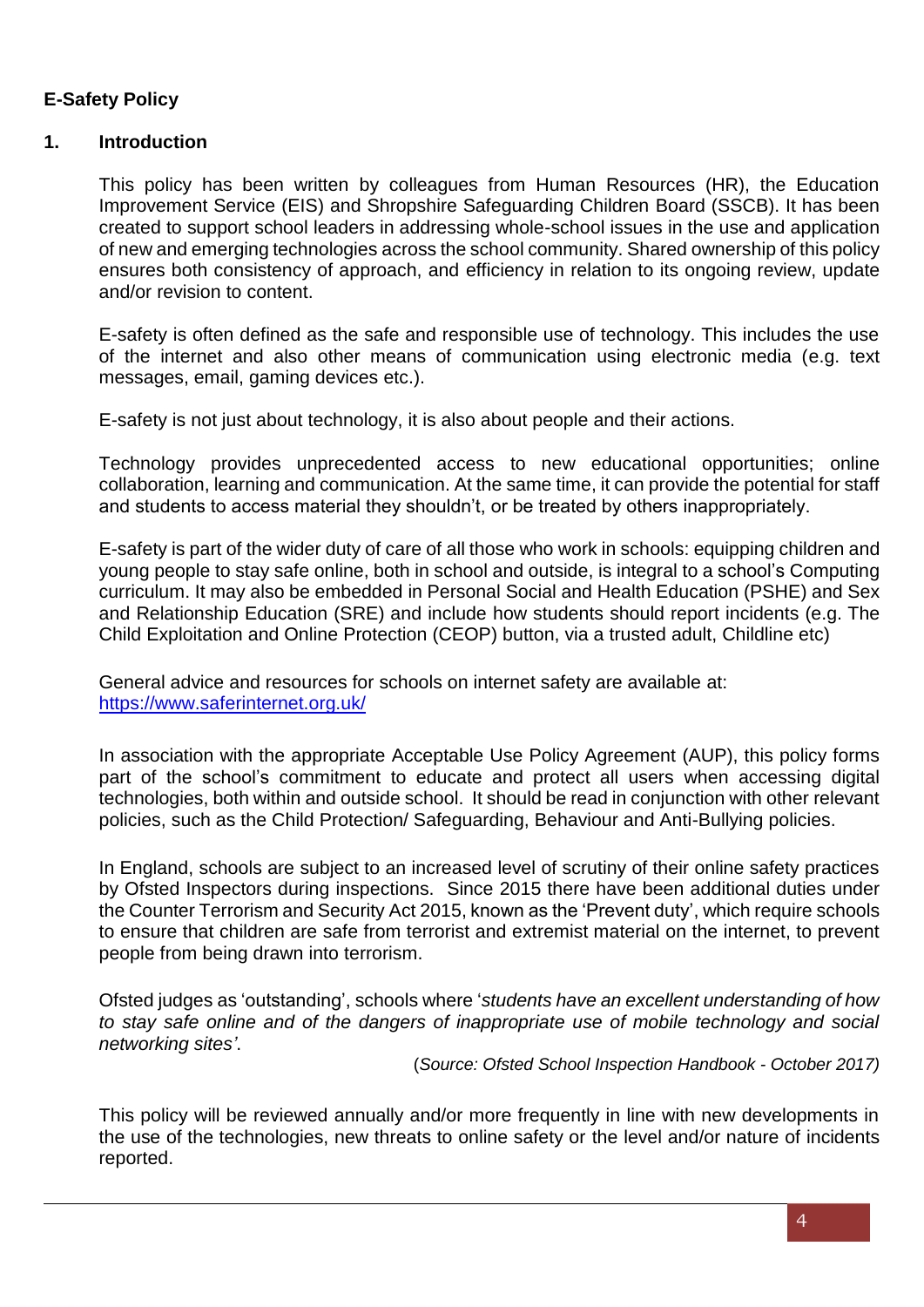**E-Safety Policy**

## 1. Introduction

This policy has been written by colleagues from Human Resources (HR), the Education Improvement Service (EIS) and Shropshire Safeguarding Children Board (SSCB). It has been created to support school leaders in addressing whole-school issues in the use and application of new and emerging technologies across the school community. Shared ownership of this policy ensures both consistency of approach, and efficiency in relation to its ongoing review, update and/or revision to content.

E-safety is often defined as the safe and responsible use of technology. This includes the use of the internet and also other means of communication using electronic media (e.g. text messages, email, gaming devices etc.).

E-safety is not just about technology, it is also about people and their actions.

Technology provides unprecedented access to new educational opportunities; online collaboration, learning and communication. At the same time, it can provide the potential for staff and students to access material they shouldn't, or be treated by others inappropriately.

E-safety is part of the wider duty of care of all those who work in schools: equipping children and young people to stay safe online, both in school and outside, is integral to a school's Computing curriculum. It may also be embedded in Personal Social and Health Education (PSHE) and Sex and Relationship Education (SRE) and include how students should report incidents (e.g. The Child Exploitation and Online Protection (CEOP) button, via a trusted adult, Childline etc)

General advice and resources for schools on internet safety are available at:
https://www.saferinternet.org.uk/

In association with the appropriate Acceptable Use Policy Agreement (AUP), this policy forms part of the school's commitment to educate and protect all users when accessing digital technologies, both within and outside school. It should be read in conjunction with other relevant policies, such as the Child Protection/ Safeguarding, Behaviour and Anti-Bullying policies.

In England, schools are subject to an increased level of scrutiny of their online safety practices by Ofsted Inspectors during inspections. Since 2015 there have been additional duties under the Counter Terrorism and Security Act 2015, known as the 'Prevent duty', which require schools to ensure that children are safe from terrorist and extremist material on the internet, to prevent people from being drawn into terrorism.

Ofsted judges as 'outstanding', schools where '*students have an excellent understanding of how to stay safe online and of the dangers of inappropriate use of mobile technology and social networking sites'*.

(*Source: Ofsted School Inspection Handbook - October 2017)*

This policy will be reviewed annually and/or more frequently in line with new developments in the use of the technologies, new threats to online safety or the level and/or nature of incidents reported.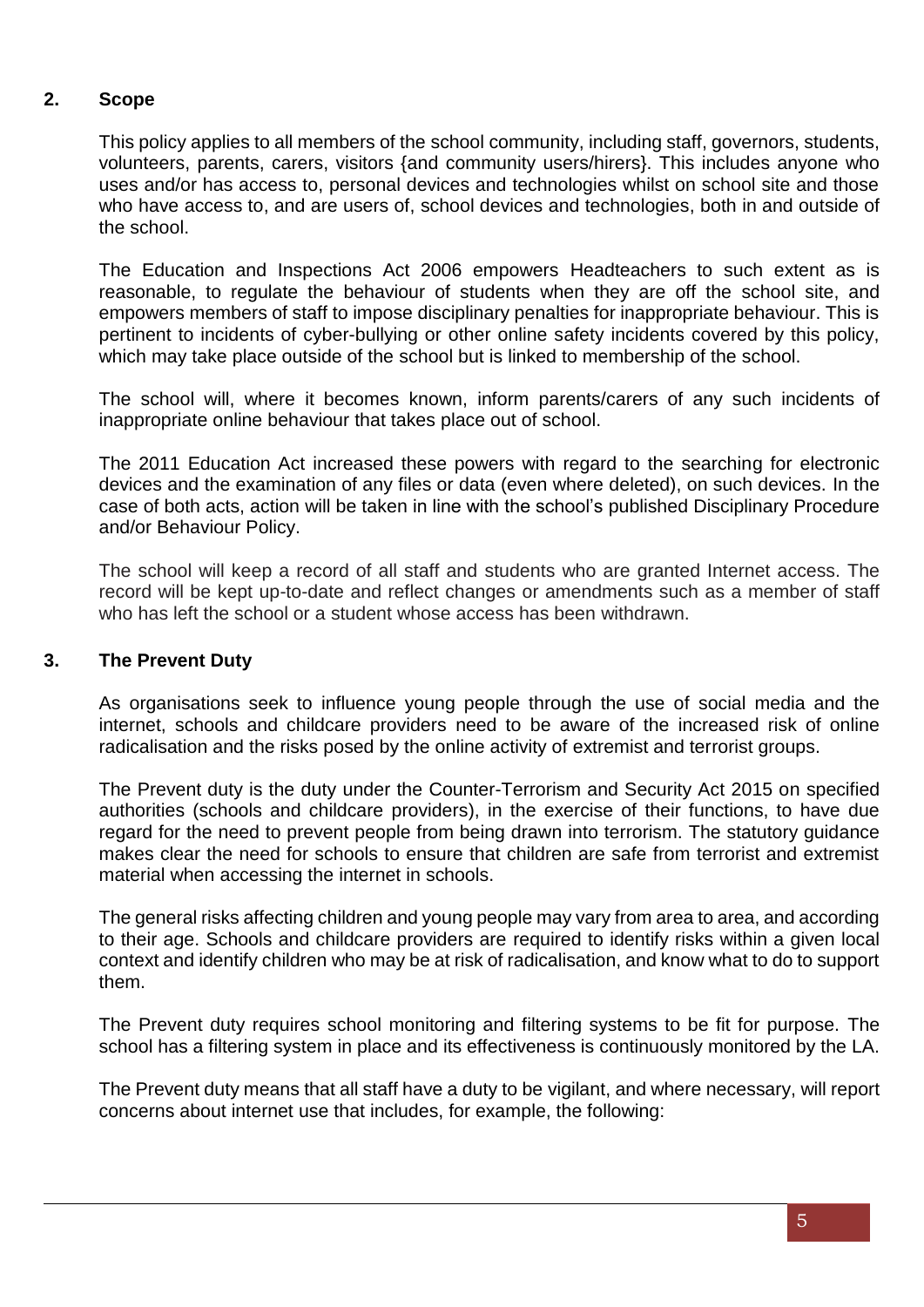## 2. Scope

This policy applies to all members of the school community, including staff, governors, students, volunteers, parents, carers, visitors {and community users/hirers}. This includes anyone who uses and/or has access to, personal devices and technologies whilst on school site and those who have access to, and are users of, school devices and technologies, both in and outside of the school.

The Education and Inspections Act 2006 empowers Headteachers to such extent as is reasonable, to regulate the behaviour of students when they are off the school site, and empowers members of staff to impose disciplinary penalties for inappropriate behaviour. This is pertinent to incidents of cyber-bullying or other online safety incidents covered by this policy, which may take place outside of the school but is linked to membership of the school.

The school will, where it becomes known, inform parents/carers of any such incidents of inappropriate online behaviour that takes place out of school.

The 2011 Education Act increased these powers with regard to the searching for electronic devices and the examination of any files or data (even where deleted), on such devices. In the case of both acts, action will be taken in line with the school's published Disciplinary Procedure and/or Behaviour Policy.

The school will keep a record of all staff and students who are granted Internet access. The record will be kept up-to-date and reflect changes or amendments such as a member of staff who has left the school or a student whose access has been withdrawn.

## 3. The Prevent Duty

As organisations seek to influence young people through the use of social media and the internet, schools and childcare providers need to be aware of the increased risk of online radicalisation and the risks posed by the online activity of extremist and terrorist groups.

The Prevent duty is the duty under the Counter-Terrorism and Security Act 2015 on specified authorities (schools and childcare providers), in the exercise of their functions, to have due regard for the need to prevent people from being drawn into terrorism. The statutory guidance makes clear the need for schools to ensure that children are safe from terrorist and extremist material when accessing the internet in schools.

The general risks affecting children and young people may vary from area to area, and according to their age. Schools and childcare providers are required to identify risks within a given local context and identify children who may be at risk of radicalisation, and know what to do to support them.

The Prevent duty requires school monitoring and filtering systems to be fit for purpose. The school has a filtering system in place and its effectiveness is continuously monitored by the LA.

The Prevent duty means that all staff have a duty to be vigilant, and where necessary, will report concerns about internet use that includes, for example, the following: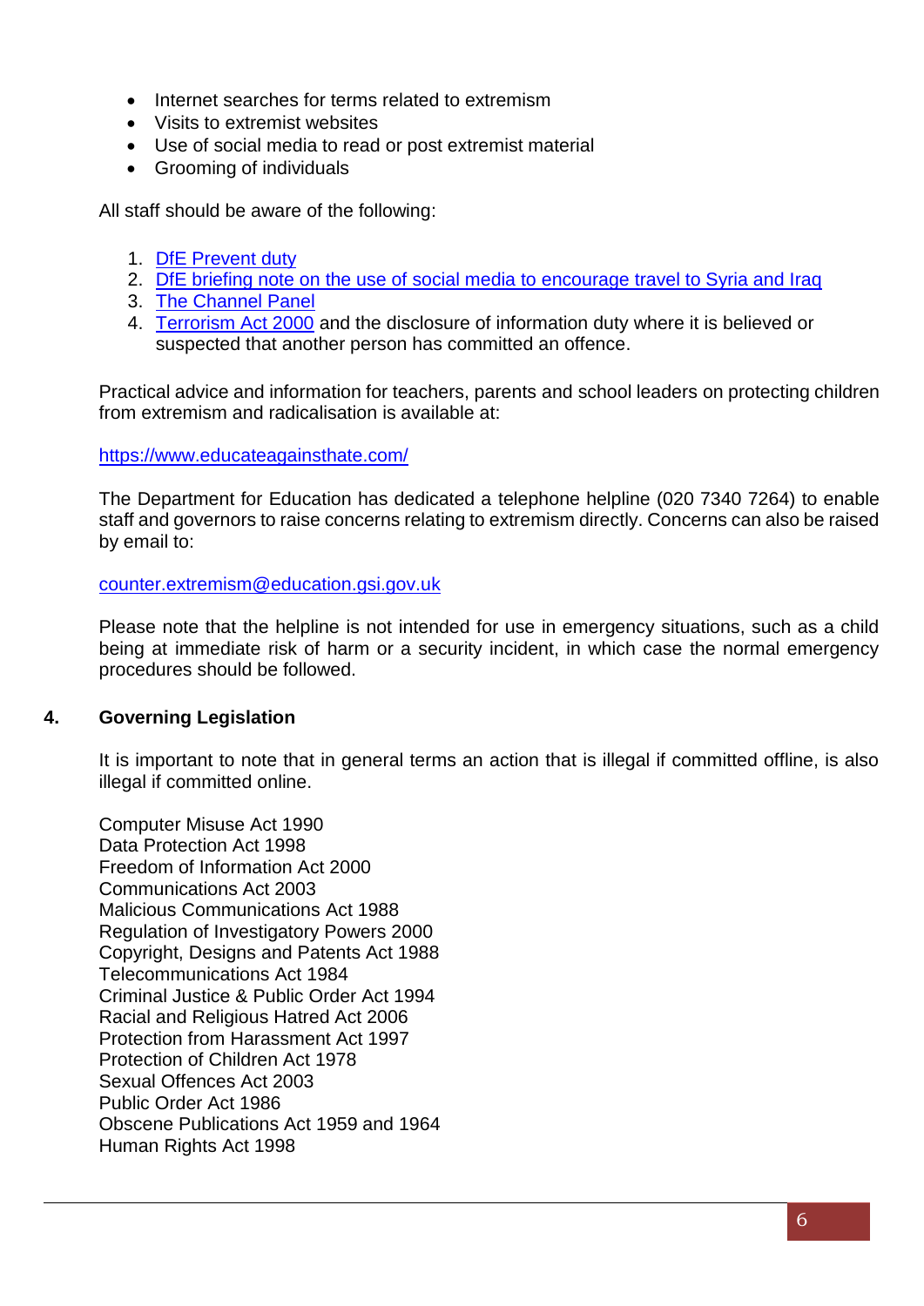- Internet searches for terms related to extremism
- Visits to extremist websites
- Use of social media to read or post extremist material
- Grooming of individuals

All staff should be aware of the following:

1. DfE Prevent duty
2. DfE briefing note on the use of social media to encourage travel to Syria and Iraq
3. The Channel Panel
4. Terrorism Act 2000 and the disclosure of information duty where it is believed or suspected that another person has committed an offence.

Practical advice and information for teachers, parents and school leaders on protecting children from extremism and radicalisation is available at:

https://www.educateagainsthate.com/

The Department for Education has dedicated a telephone helpline (020 7340 7264) to enable staff and governors to raise concerns relating to extremism directly. Concerns can also be raised by email to:

counter.extremism@education.gsi.gov.uk

Please note that the helpline is not intended for use in emergency situations, such as a child being at immediate risk of harm or a security incident, in which case the normal emergency procedures should be followed.

## 4. Governing Legislation

It is important to note that in general terms an action that is illegal if committed offline, is also illegal if committed online.

Computer Misuse Act 1990
Data Protection Act 1998
Freedom of Information Act 2000
Communications Act 2003
Malicious Communications Act 1988
Regulation of Investigatory Powers 2000
Copyright, Designs and Patents Act 1988
Telecommunications Act 1984
Criminal Justice & Public Order Act 1994
Racial and Religious Hatred Act 2006
Protection from Harassment Act 1997
Protection of Children Act 1978
Sexual Offences Act 2003
Public Order Act 1986
Obscene Publications Act 1959 and 1964
Human Rights Act 1998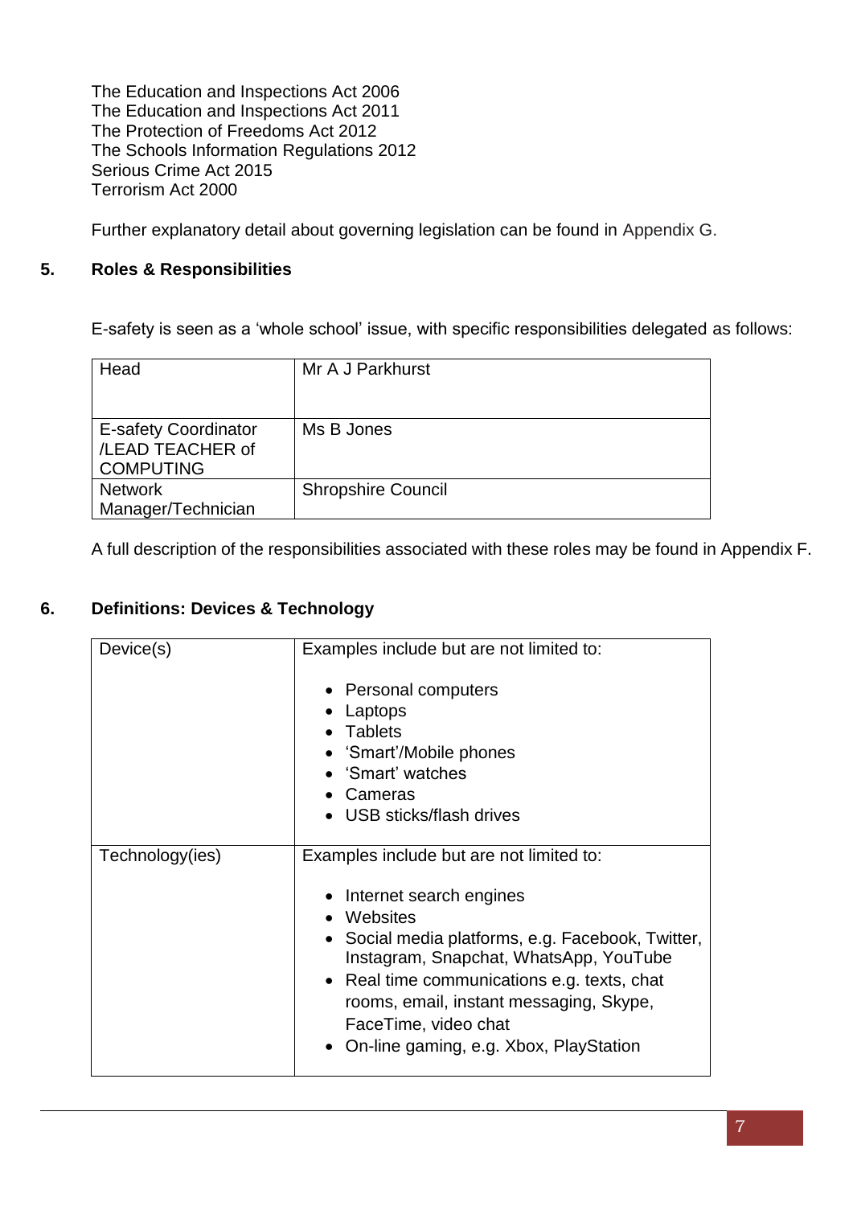The Education and Inspections Act 2006
The Education and Inspections Act 2011
The Protection of Freedoms Act 2012
The Schools Information Regulations 2012
Serious Crime Act 2015
Terrorism Act 2000

Further explanatory detail about governing legislation can be found in Appendix G.

## 5. Roles & Responsibilities

E-safety is seen as a 'whole school' issue, with specific responsibilities delegated as follows:

| Head | Mr A J Parkhurst |
|---|---|
| E-safety Coordinator /LEAD TEACHER of COMPUTING | Ms B Jones |
| Network Manager/Technician | Shropshire Council |

A full description of the responsibilities associated with these roles may be found in Appendix F.

## 6. Definitions: Devices & Technology

| Device(s) | Examples include but are not limited to:<br><br>• Personal computers<br>• Laptops<br>• Tablets<br>• 'Smart'/Mobile phones<br>• 'Smart' watches<br>• Cameras<br>• USB sticks/flash drives |
|---|---|
| Technology(ies) | Examples include but are not limited to:<br><br>• Internet search engines<br>• Websites<br>• Social media platforms, e.g. Facebook, Twitter, Instagram, Snapchat, WhatsApp, YouTube<br>• Real time communications e.g. texts, chat rooms, email, instant messaging, Skype, FaceTime, video chat<br>• On-line gaming, e.g. Xbox, PlayStation |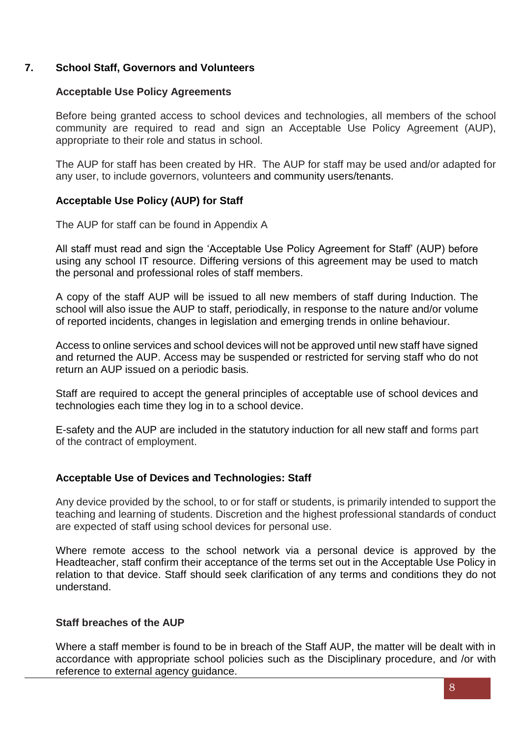## 7. School Staff, Governors and Volunteers

### Acceptable Use Policy Agreements

Before being granted access to school devices and technologies, all members of the school community are required to read and sign an Acceptable Use Policy Agreement (AUP), appropriate to their role and status in school.

The AUP for staff has been created by HR. The AUP for staff may be used and/or adapted for any user, to include governors, volunteers and community users/tenants.

### Acceptable Use Policy (AUP) for Staff

The AUP for staff can be found in Appendix A

All staff must read and sign the 'Acceptable Use Policy Agreement for Staff' (AUP) before using any school IT resource. Differing versions of this agreement may be used to match the personal and professional roles of staff members.

A copy of the staff AUP will be issued to all new members of staff during Induction. The school will also issue the AUP to staff, periodically, in response to the nature and/or volume of reported incidents, changes in legislation and emerging trends in online behaviour.

Access to online services and school devices will not be approved until new staff have signed and returned the AUP. Access may be suspended or restricted for serving staff who do not return an AUP issued on a periodic basis.

Staff are required to accept the general principles of acceptable use of school devices and technologies each time they log in to a school device.

E-safety and the AUP are included in the statutory induction for all new staff and forms part of the contract of employment.

### Acceptable Use of Devices and Technologies: Staff

Any device provided by the school, to or for staff or students, is primarily intended to support the teaching and learning of students. Discretion and the highest professional standards of conduct are expected of staff using school devices for personal use.

Where remote access to the school network via a personal device is approved by the Headteacher, staff confirm their acceptance of the terms set out in the Acceptable Use Policy in relation to that device. Staff should seek clarification of any terms and conditions they do not understand.

### Staff breaches of the AUP

Where a staff member is found to be in breach of the Staff AUP, the matter will be dealt with in accordance with appropriate school policies such as the Disciplinary procedure, and /or with reference to external agency guidance.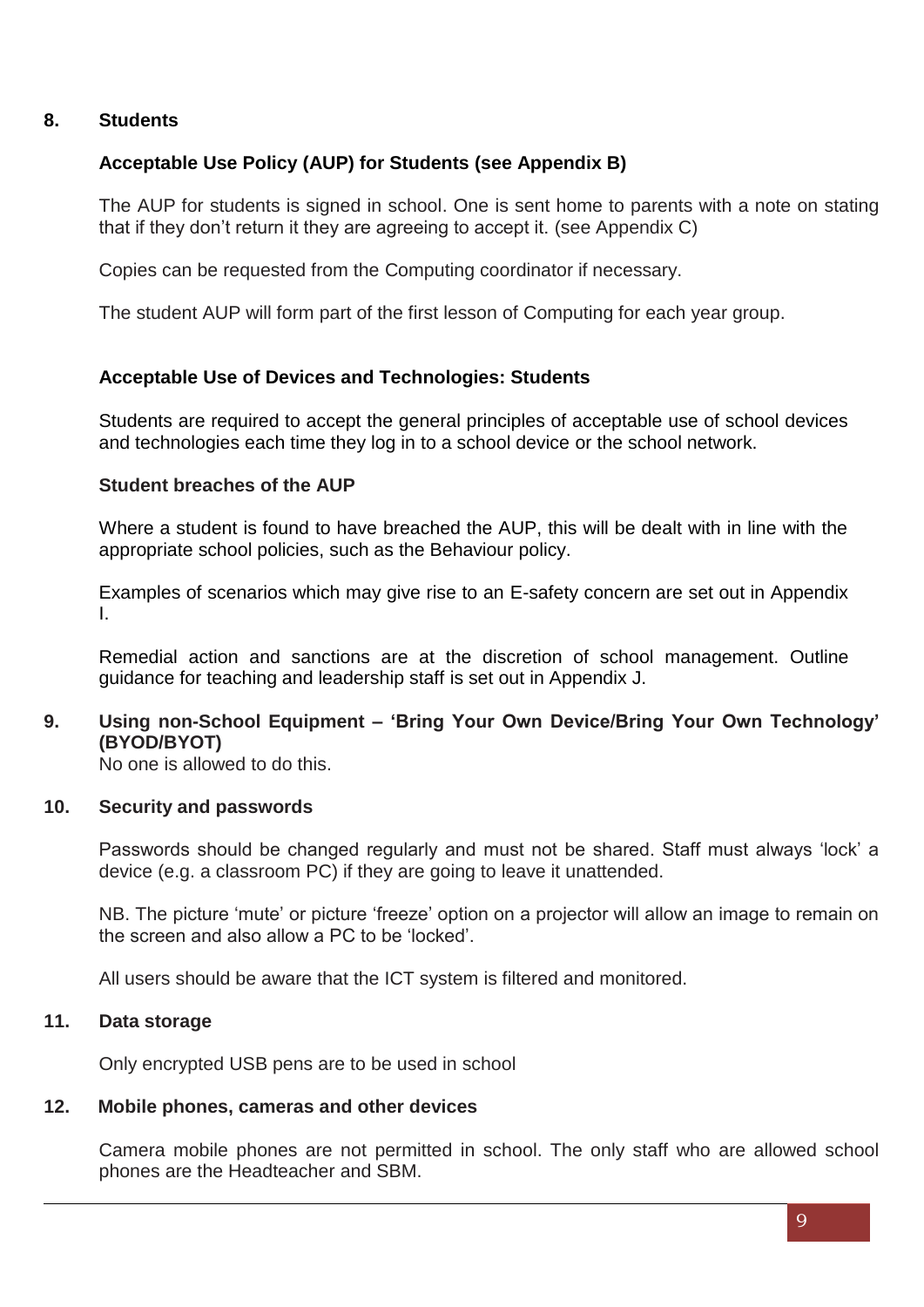## 8. Students

### Acceptable Use Policy (AUP) for Students (see Appendix B)

The AUP for students is signed in school. One is sent home to parents with a note on stating that if they don't return it they are agreeing to accept it. (see Appendix C)

Copies can be requested from the Computing coordinator if necessary.

The student AUP will form part of the first lesson of Computing for each year group.

### Acceptable Use of Devices and Technologies: Students

Students are required to accept the general principles of acceptable use of school devices and technologies each time they log in to a school device or the school network.

### Student breaches of the AUP

Where a student is found to have breached the AUP, this will be dealt with in line with the appropriate school policies, such as the Behaviour policy.

Examples of scenarios which may give rise to an E-safety concern are set out in Appendix I.

Remedial action and sanctions are at the discretion of school management. Outline guidance for teaching and leadership staff is set out in Appendix J.

## 9. Using non-School Equipment – 'Bring Your Own Device/Bring Your Own Technology' (BYOD/BYOT)

No one is allowed to do this.

## 10. Security and passwords

Passwords should be changed regularly and must not be shared. Staff must always 'lock' a device (e.g. a classroom PC) if they are going to leave it unattended.

NB. The picture 'mute' or picture 'freeze' option on a projector will allow an image to remain on the screen and also allow a PC to be 'locked'.

All users should be aware that the ICT system is filtered and monitored.

## 11. Data storage

Only encrypted USB pens are to be used in school

## 12. Mobile phones, cameras and other devices

Camera mobile phones are not permitted in school. The only staff who are allowed school phones are the Headteacher and SBM.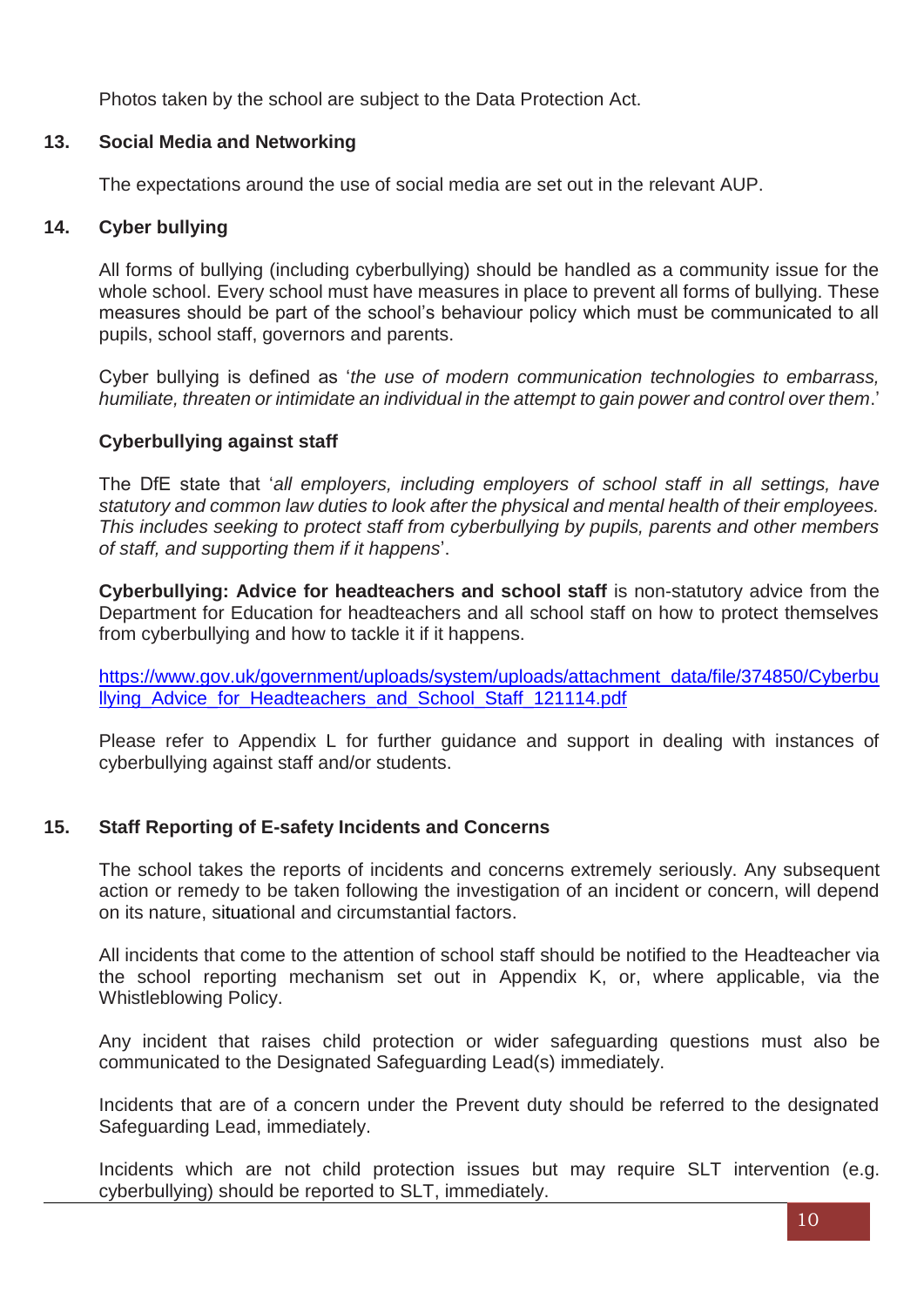Photos taken by the school are subject to the Data Protection Act.

## 13. Social Media and Networking

The expectations around the use of social media are set out in the relevant AUP.

## 14. Cyber bullying

All forms of bullying (including cyberbullying) should be handled as a community issue for the whole school. Every school must have measures in place to prevent all forms of bullying. These measures should be part of the school's behaviour policy which must be communicated to all pupils, school staff, governors and parents.

Cyber bullying is defined as '*the use of modern communication technologies to embarrass, humiliate, threaten or intimidate an individual in the attempt to gain power and control over them*.'

### Cyberbullying against staff

The DfE state that '*all employers, including employers of school staff in all settings, have statutory and common law duties to look after the physical and mental health of their employees. This includes seeking to protect staff from cyberbullying by pupils, parents and other members of staff, and supporting them if it happens*'.

**Cyberbullying: Advice for headteachers and school staff** is non-statutory advice from the Department for Education for headteachers and all school staff on how to protect themselves from cyberbullying and how to tackle it if it happens.

https://www.gov.uk/government/uploads/system/uploads/attachment_data/file/374850/Cyberbullying_Advice_for_Headteachers_and_School_Staff_121114.pdf

Please refer to Appendix L for further guidance and support in dealing with instances of cyberbullying against staff and/or students.

## 15. Staff Reporting of E-safety Incidents and Concerns

The school takes the reports of incidents and concerns extremely seriously. Any subsequent action or remedy to be taken following the investigation of an incident or concern, will depend on its nature, situational and circumstantial factors.

All incidents that come to the attention of school staff should be notified to the Headteacher via the school reporting mechanism set out in Appendix K, or, where applicable, via the Whistleblowing Policy.

Any incident that raises child protection or wider safeguarding questions must also be communicated to the Designated Safeguarding Lead(s) immediately.

Incidents that are of a concern under the Prevent duty should be referred to the designated Safeguarding Lead, immediately.

Incidents which are not child protection issues but may require SLT intervention (e.g. cyberbullying) should be reported to SLT, immediately.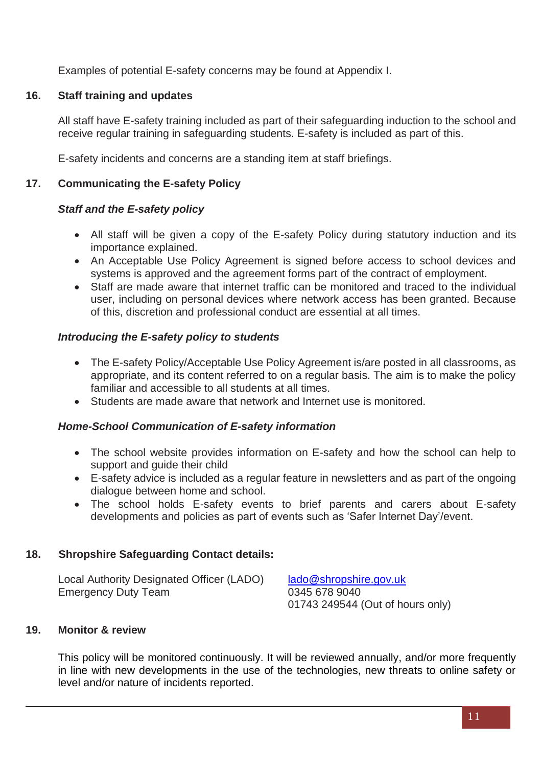Examples of potential E-safety concerns may be found at Appendix I.

## 16. Staff training and updates

All staff have E-safety training included as part of their safeguarding induction to the school and receive regular training in safeguarding students. E-safety is included as part of this.

E-safety incidents and concerns are a standing item at staff briefings.

## 17. Communicating the E-safety Policy

***Staff and the E-safety policy***

- All staff will be given a copy of the E-safety Policy during statutory induction and its importance explained.
- An Acceptable Use Policy Agreement is signed before access to school devices and systems is approved and the agreement forms part of the contract of employment.
- Staff are made aware that internet traffic can be monitored and traced to the individual user, including on personal devices where network access has been granted. Because of this, discretion and professional conduct are essential at all times.

***Introducing the E-safety policy to students***

- The E-safety Policy/Acceptable Use Policy Agreement is/are posted in all classrooms, as appropriate, and its content referred to on a regular basis. The aim is to make the policy familiar and accessible to all students at all times.
- Students are made aware that network and Internet use is monitored.

***Home-School Communication of E-safety information***

- The school website provides information on E-safety and how the school can help to support and guide their child
- E-safety advice is included as a regular feature in newsletters and as part of the ongoing dialogue between home and school.
- The school holds E-safety events to brief parents and carers about E-safety developments and policies as part of events such as 'Safer Internet Day'/event.

## 18. Shropshire Safeguarding Contact details:

| | |
|---|---|
| Local Authority Designated Officer (LADO) | lado@shropshire.gov.uk |
| Emergency Duty Team | 0345 678 9040 |
| | 01743 249544 (Out of hours only) |

## 19. Monitor & review

This policy will be monitored continuously. It will be reviewed annually, and/or more frequently in line with new developments in the use of the technologies, new threats to online safety or level and/or nature of incidents reported.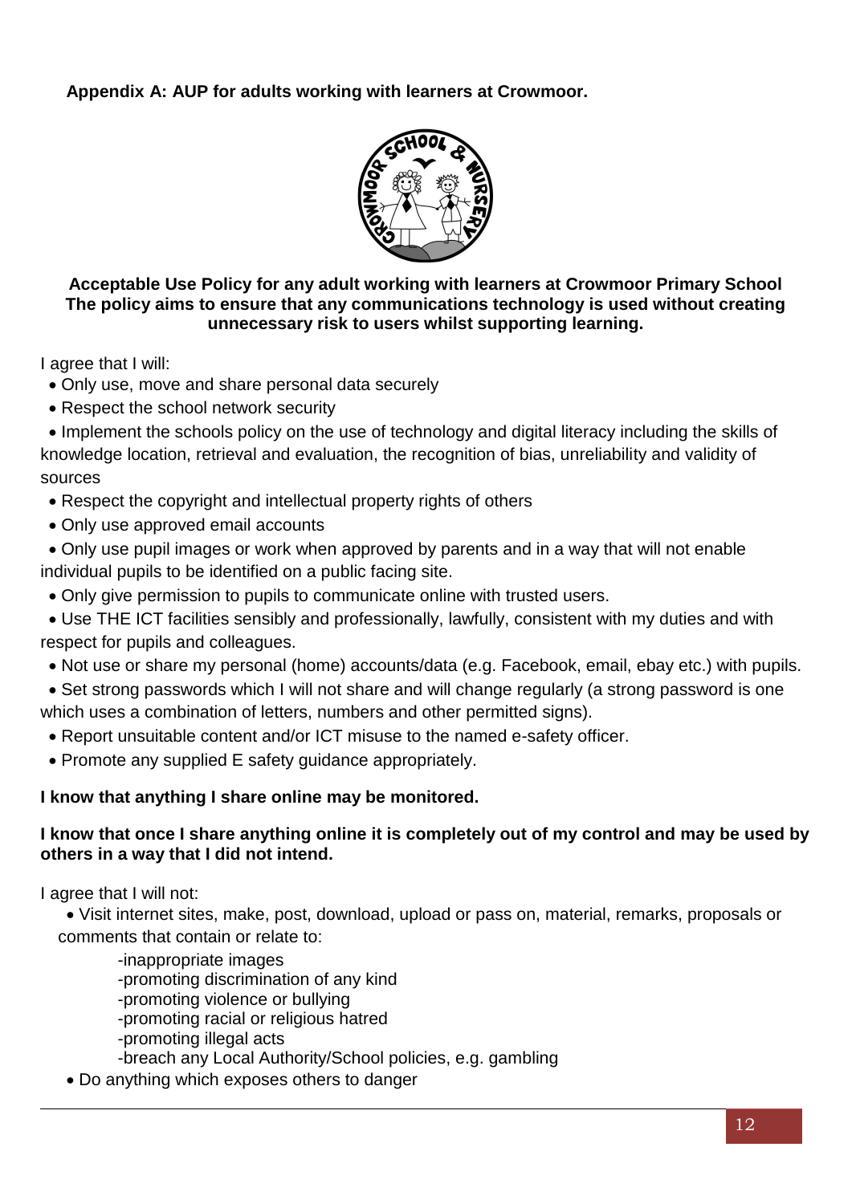**Appendix A: AUP for adults working with learners at Crowmoor.**

**Acceptable Use Policy for any adult working with learners at Crowmoor Primary School**
**The policy aims to ensure that any communications technology is used without creating unnecessary risk to users whilst supporting learning.**

I agree that I will:

- Only use, move and share personal data securely
- Respect the school network security
- Implement the schools policy on the use of technology and digital literacy including the skills of knowledge location, retrieval and evaluation, the recognition of bias, unreliability and validity of sources
- Respect the copyright and intellectual property rights of others
- Only use approved email accounts
- Only use pupil images or work when approved by parents and in a way that will not enable individual pupils to be identified on a public facing site.
- Only give permission to pupils to communicate online with trusted users.
- Use THE ICT facilities sensibly and professionally, lawfully, consistent with my duties and with respect for pupils and colleagues.
- Not use or share my personal (home) accounts/data (e.g. Facebook, email, ebay etc.) with pupils.
- Set strong passwords which I will not share and will change regularly (a strong password is one which uses a combination of letters, numbers and other permitted signs).
- Report unsuitable content and/or ICT misuse to the named e-safety officer.
- Promote any supplied E safety guidance appropriately.

**I know that anything I share online may be monitored.**

**I know that once I share anything online it is completely out of my control and may be used by others in a way that I did not intend.**

I agree that I will not:

- Visit internet sites, make, post, download, upload or pass on, material, remarks, proposals or comments that contain or relate to:
  - -inappropriate images
  - -promoting discrimination of any kind
  - -promoting violence or bullying
  - -promoting racial or religious hatred
  - -promoting illegal acts
  - -breach any Local Authority/School policies, e.g. gambling
- Do anything which exposes others to danger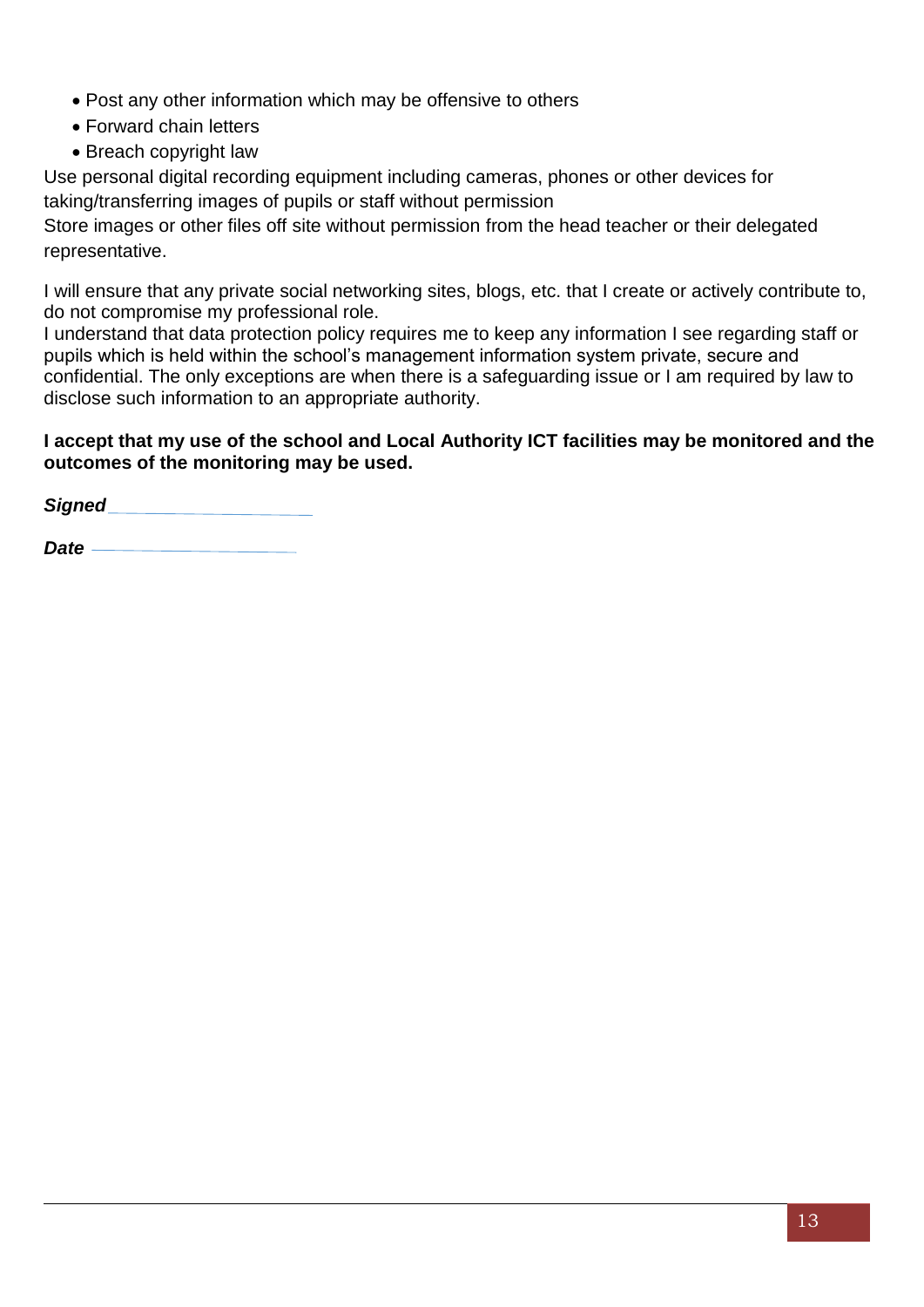- Post any other information which may be offensive to others
- Forward chain letters
- Breach copyright law

Use personal digital recording equipment including cameras, phones or other devices for taking/transferring images of pupils or staff without permission

Store images or other files off site without permission from the head teacher or their delegated representative.

I will ensure that any private social networking sites, blogs, etc. that I create or actively contribute to, do not compromise my professional role.

I understand that data protection policy requires me to keep any information I see regarding staff or pupils which is held within the school's management information system private, secure and confidential. The only exceptions are when there is a safeguarding issue or I am required by law to disclose such information to an appropriate authority.

**I accept that my use of the school and Local Authority ICT facilities may be monitored and the outcomes of the monitoring may be used.**

***Signed*** ______________________

***Date*** ______________________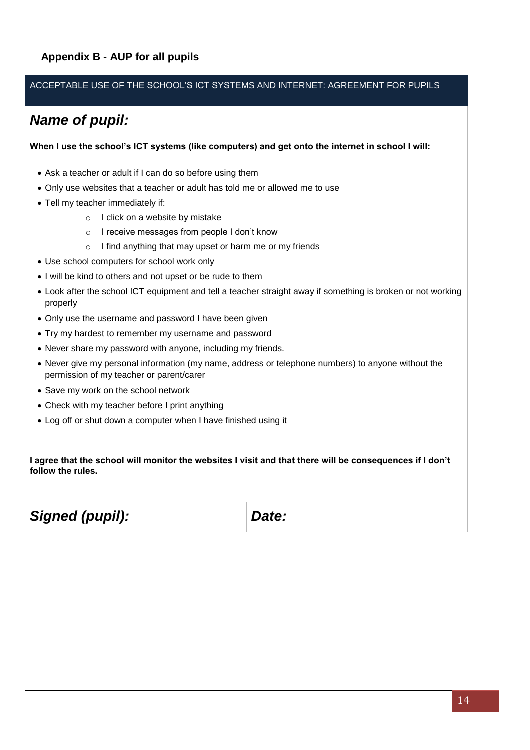## Appendix B - AUP for all pupils

ACCEPTABLE USE OF THE SCHOOL'S ICT SYSTEMS AND INTERNET: AGREEMENT FOR PUPILS

### *Name of pupil:*

**When I use the school's ICT systems (like computers) and get onto the internet in school I will:**

- Ask a teacher or adult if I can do so before using them
- Only use websites that a teacher or adult has told me or allowed me to use
- Tell my teacher immediately if:
  - I click on a website by mistake
  - I receive messages from people I don't know
  - I find anything that may upset or harm me or my friends
- Use school computers for school work only
- I will be kind to others and not upset or be rude to them
- Look after the school ICT equipment and tell a teacher straight away if something is broken or not working properly
- Only use the username and password I have been given
- Try my hardest to remember my username and password
- Never share my password with anyone, including my friends.
- Never give my personal information (my name, address or telephone numbers) to anyone without the permission of my teacher or parent/carer
- Save my work on the school network
- Check with my teacher before I print anything
- Log off or shut down a computer when I have finished using it

**I agree that the school will monitor the websites I visit and that there will be consequences if I don't follow the rules.**

| ***Signed (pupil):*** | ***Date:*** |
|---|---|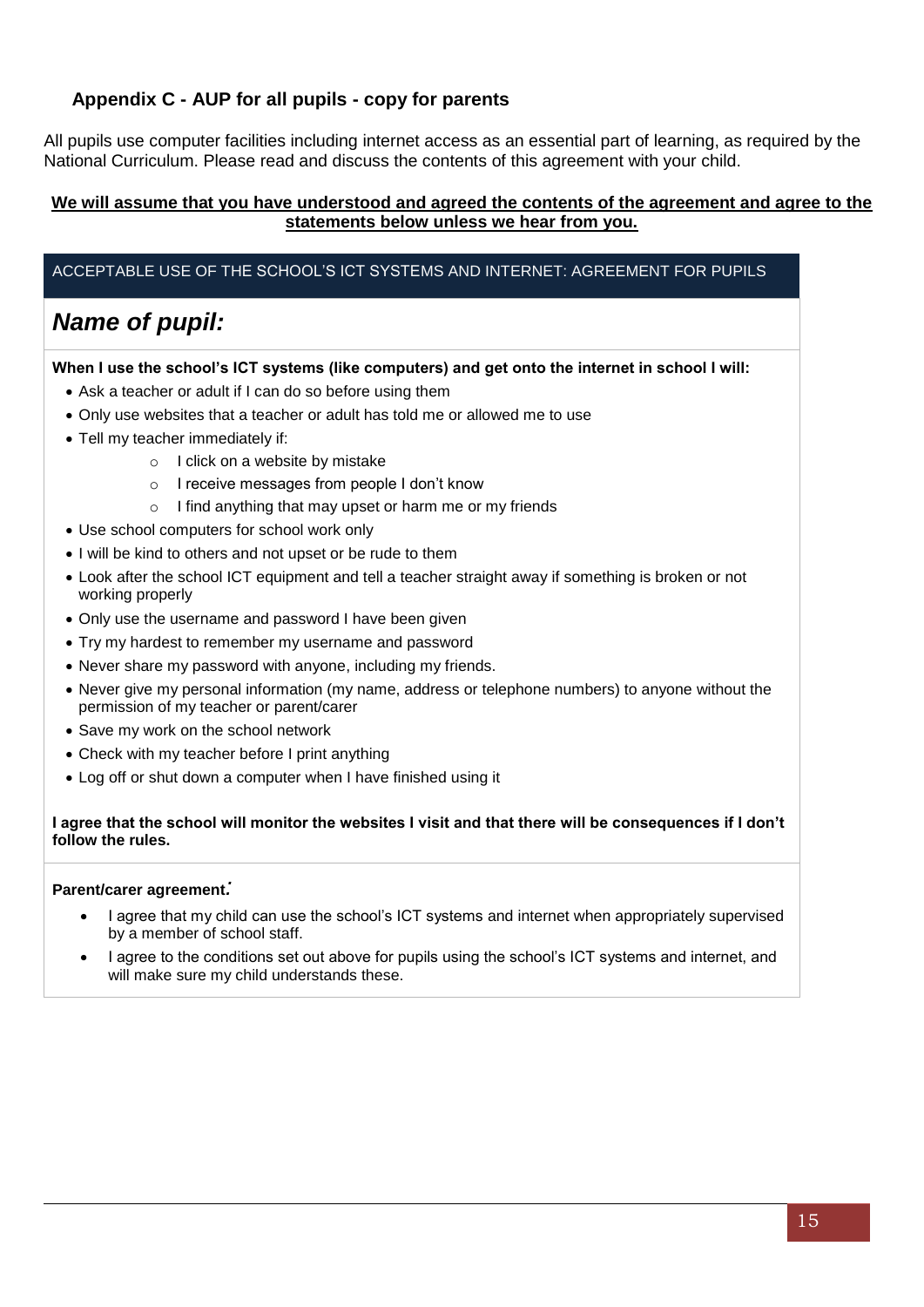### Appendix C - AUP for all pupils - copy for parents

All pupils use computer facilities including internet access as an essential part of learning, as required by the National Curriculum. Please read and discuss the contents of this agreement with your child.

**We will assume that you have understood and agreed the contents of the agreement and agree to the statements below unless we hear from you.**

ACCEPTABLE USE OF THE SCHOOL'S ICT SYSTEMS AND INTERNET: AGREEMENT FOR PUPILS

## *Name of pupil:*

**When I use the school's ICT systems (like computers) and get onto the internet in school I will:**

- Ask a teacher or adult if I can do so before using them
- Only use websites that a teacher or adult has told me or allowed me to use
- Tell my teacher immediately if:
  - I click on a website by mistake
  - I receive messages from people I don't know
  - I find anything that may upset or harm me or my friends
- Use school computers for school work only
- I will be kind to others and not upset or be rude to them
- Look after the school ICT equipment and tell a teacher straight away if something is broken or not working properly
- Only use the username and password I have been given
- Try my hardest to remember my username and password
- Never share my password with anyone, including my friends.
- Never give my personal information (my name, address or telephone numbers) to anyone without the permission of my teacher or parent/carer
- Save my work on the school network
- Check with my teacher before I print anything
- Log off or shut down a computer when I have finished using it

**I agree that the school will monitor the websites I visit and that there will be consequences if I don't follow the rules.**

**Parent/carer agreement:**

- I agree that my child can use the school's ICT systems and internet when appropriately supervised by a member of school staff.
- I agree to the conditions set out above for pupils using the school's ICT systems and internet, and will make sure my child understands these.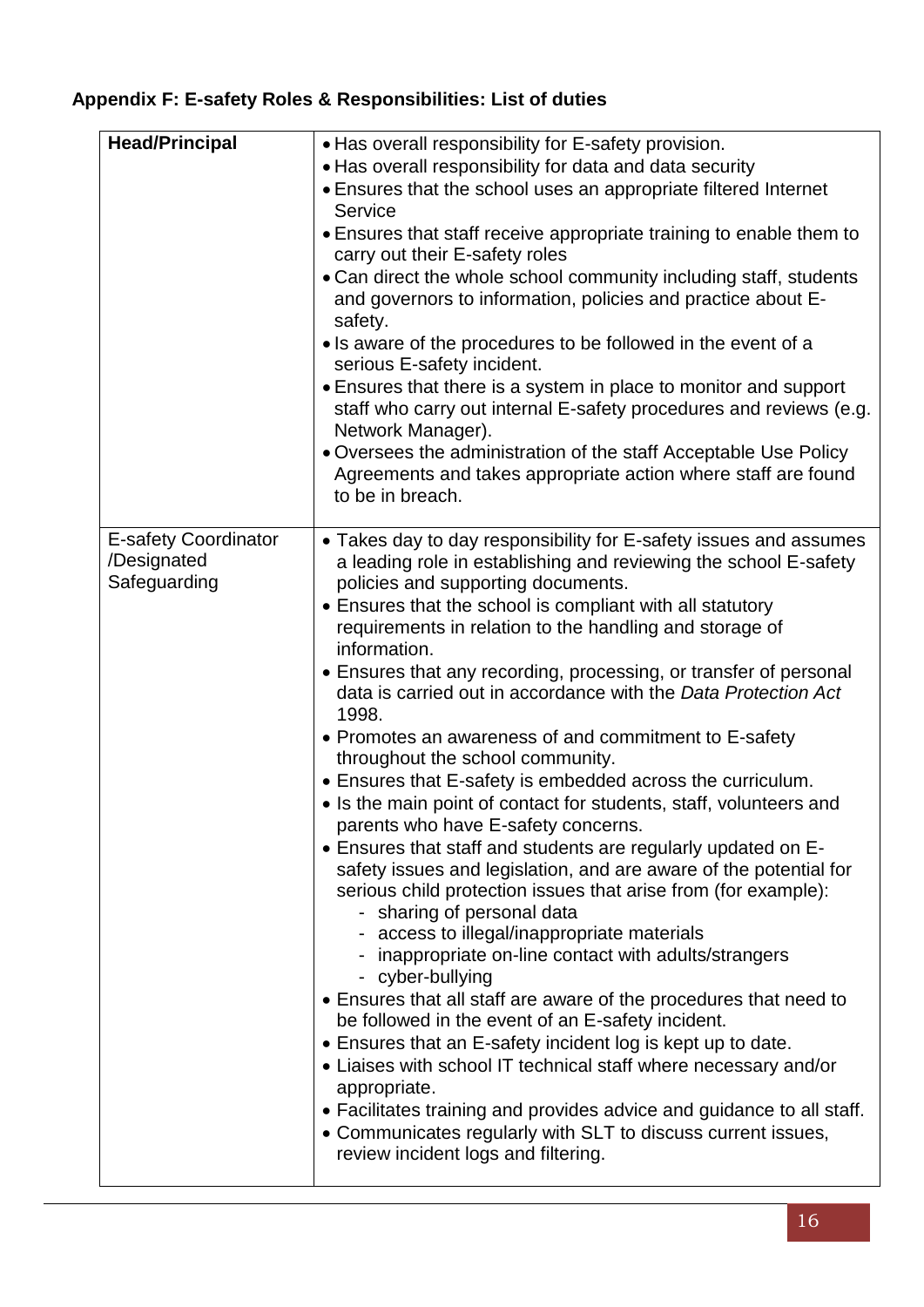**Appendix F: E-safety Roles & Responsibilities: List of duties**

| | |
|---|---|
| **Head/Principal** | • Has overall responsibility for E-safety provision.<br>• Has overall responsibility for data and data security<br>• Ensures that the school uses an appropriate filtered Internet Service<br>• Ensures that staff receive appropriate training to enable them to carry out their E-safety roles<br>• Can direct the whole school community including staff, students and governors to information, policies and practice about E-safety.<br>• Is aware of the procedures to be followed in the event of a serious E-safety incident.<br>• Ensures that there is a system in place to monitor and support staff who carry out internal E-safety procedures and reviews (e.g. Network Manager).<br>• Oversees the administration of the staff Acceptable Use Policy Agreements and takes appropriate action where staff are found to be in breach. |
| E-safety Coordinator /Designated Safeguarding | • Takes day to day responsibility for E-safety issues and assumes a leading role in establishing and reviewing the school E-safety policies and supporting documents.<br>• Ensures that the school is compliant with all statutory requirements in relation to the handling and storage of information.<br>• Ensures that any recording, processing, or transfer of personal data is carried out in accordance with the *Data Protection Act* 1998.<br>• Promotes an awareness of and commitment to E-safety throughout the school community.<br>• Ensures that E-safety is embedded across the curriculum.<br>• Is the main point of contact for students, staff, volunteers and parents who have E-safety concerns.<br>• Ensures that staff and students are regularly updated on E-safety issues and legislation, and are aware of the potential for serious child protection issues that arise from (for example):<br>&nbsp;&nbsp;- sharing of personal data<br>&nbsp;&nbsp;- access to illegal/inappropriate materials<br>&nbsp;&nbsp;- inappropriate on-line contact with adults/strangers<br>&nbsp;&nbsp;- cyber-bullying<br>• Ensures that all staff are aware of the procedures that need to be followed in the event of an E-safety incident.<br>• Ensures that an E-safety incident log is kept up to date.<br>• Liaises with school IT technical staff where necessary and/or appropriate.<br>• Facilitates training and provides advice and guidance to all staff.<br>• Communicates regularly with SLT to discuss current issues, review incident logs and filtering. |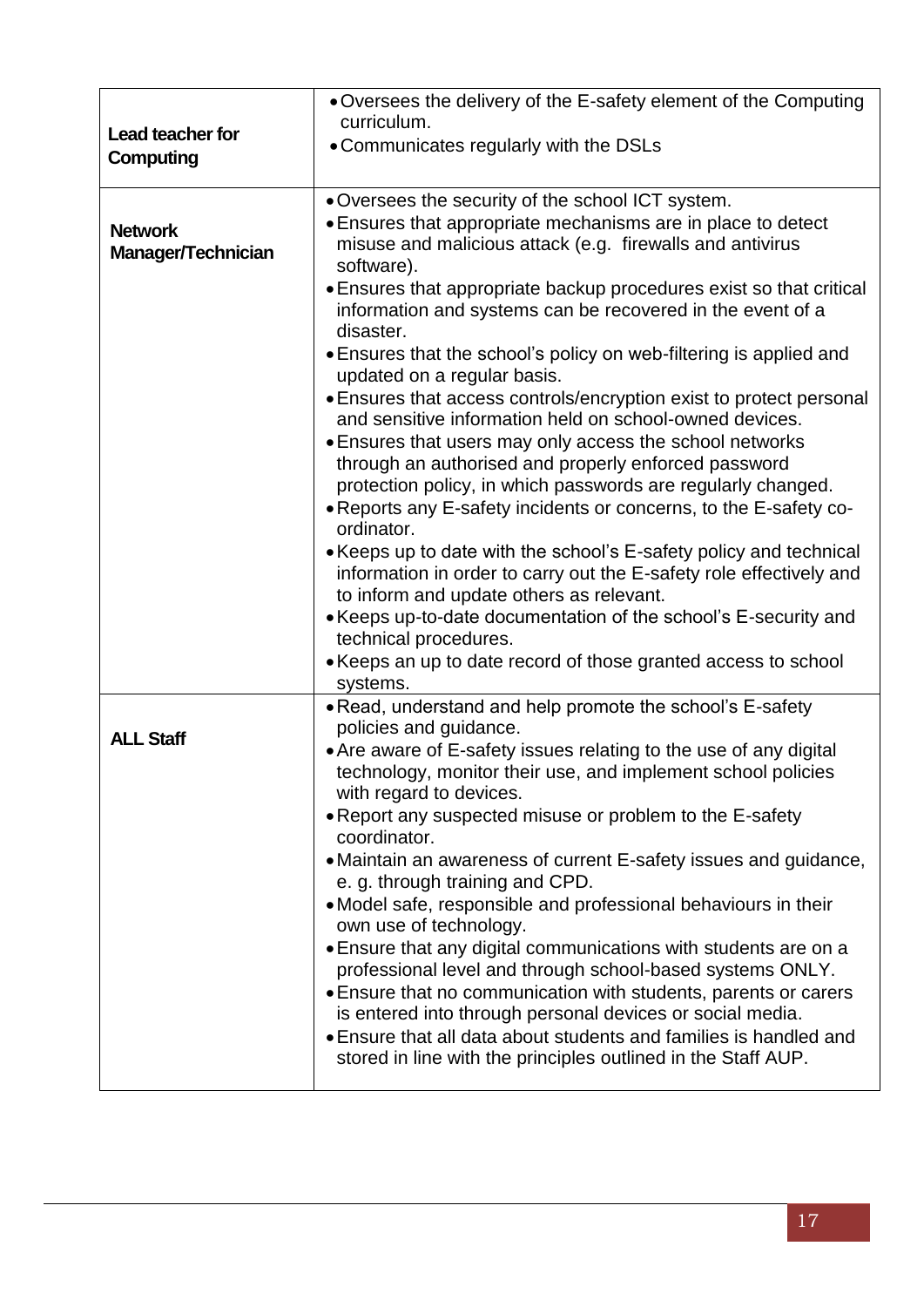| | |
|---|---|
| **Lead teacher for Computing** | • Oversees the delivery of the E-safety element of the Computing curriculum.<br>• Communicates regularly with the DSLs |
| **Network Manager/Technician** | • Oversees the security of the school ICT system.<br>• Ensures that appropriate mechanisms are in place to detect misuse and malicious attack (e.g. firewalls and antivirus software).<br>• Ensures that appropriate backup procedures exist so that critical information and systems can be recovered in the event of a disaster.<br>• Ensures that the school's policy on web-filtering is applied and updated on a regular basis.<br>• Ensures that access controls/encryption exist to protect personal and sensitive information held on school-owned devices.<br>• Ensures that users may only access the school networks through an authorised and properly enforced password protection policy, in which passwords are regularly changed.<br>• Reports any E-safety incidents or concerns, to the E-safety co-ordinator.<br>• Keeps up to date with the school's E-safety policy and technical information in order to carry out the E-safety role effectively and to inform and update others as relevant.<br>• Keeps up-to-date documentation of the school's E-security and technical procedures.<br>• Keeps an up to date record of those granted access to school systems. |
| **ALL Staff** | • Read, understand and help promote the school's E-safety policies and guidance.<br>• Are aware of E-safety issues relating to the use of any digital technology, monitor their use, and implement school policies with regard to devices.<br>• Report any suspected misuse or problem to the E-safety coordinator.<br>• Maintain an awareness of current E-safety issues and guidance, e. g. through training and CPD.<br>• Model safe, responsible and professional behaviours in their own use of technology.<br>• Ensure that any digital communications with students are on a professional level and through school-based systems ONLY.<br>• Ensure that no communication with students, parents or carers is entered into through personal devices or social media.<br>• Ensure that all data about students and families is handled and stored in line with the principles outlined in the Staff AUP. |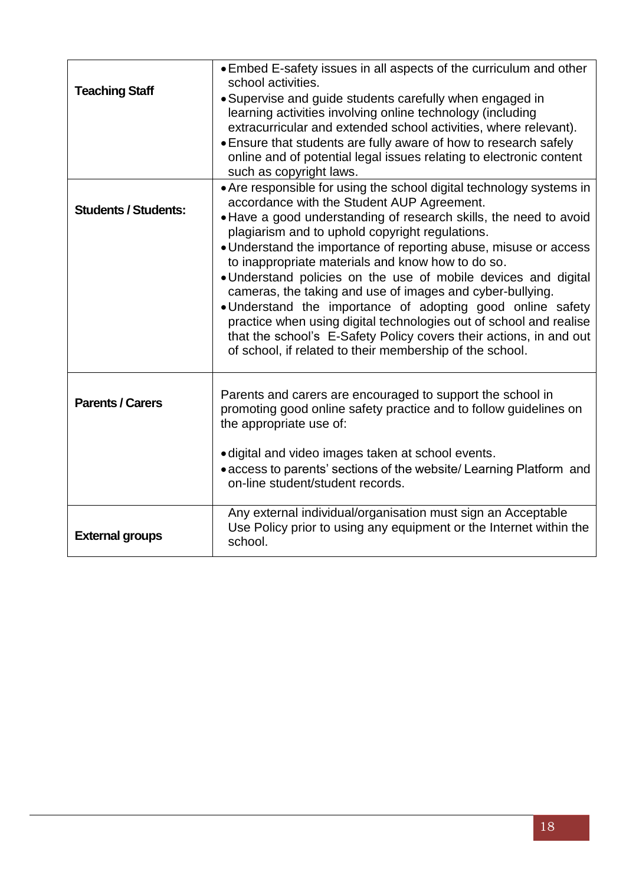| | |
|---|---|
| **Teaching Staff** | • Embed E-safety issues in all aspects of the curriculum and other school activities.<br>• Supervise and guide students carefully when engaged in learning activities involving online technology (including extracurricular and extended school activities, where relevant).<br>• Ensure that students are fully aware of how to research safely online and of potential legal issues relating to electronic content such as copyright laws. |
| **Students / Students:** | • Are responsible for using the school digital technology systems in accordance with the Student AUP Agreement.<br>• Have a good understanding of research skills, the need to avoid plagiarism and to uphold copyright regulations.<br>• Understand the importance of reporting abuse, misuse or access to inappropriate materials and know how to do so.<br>• Understand policies on the use of mobile devices and digital cameras, the taking and use of images and cyber-bullying.<br>• Understand the importance of adopting good online safety practice when using digital technologies out of school and realise that the school's E-Safety Policy covers their actions, in and out of school, if related to their membership of the school. |
| **Parents / Carers** | Parents and carers are encouraged to support the school in promoting good online safety practice and to follow guidelines on the appropriate use of:<br><br>• digital and video images taken at school events.<br>• access to parents' sections of the website/ Learning Platform and on-line student/student records. |
| **External groups** | Any external individual/organisation must sign an Acceptable Use Policy prior to using any equipment or the Internet within the school. |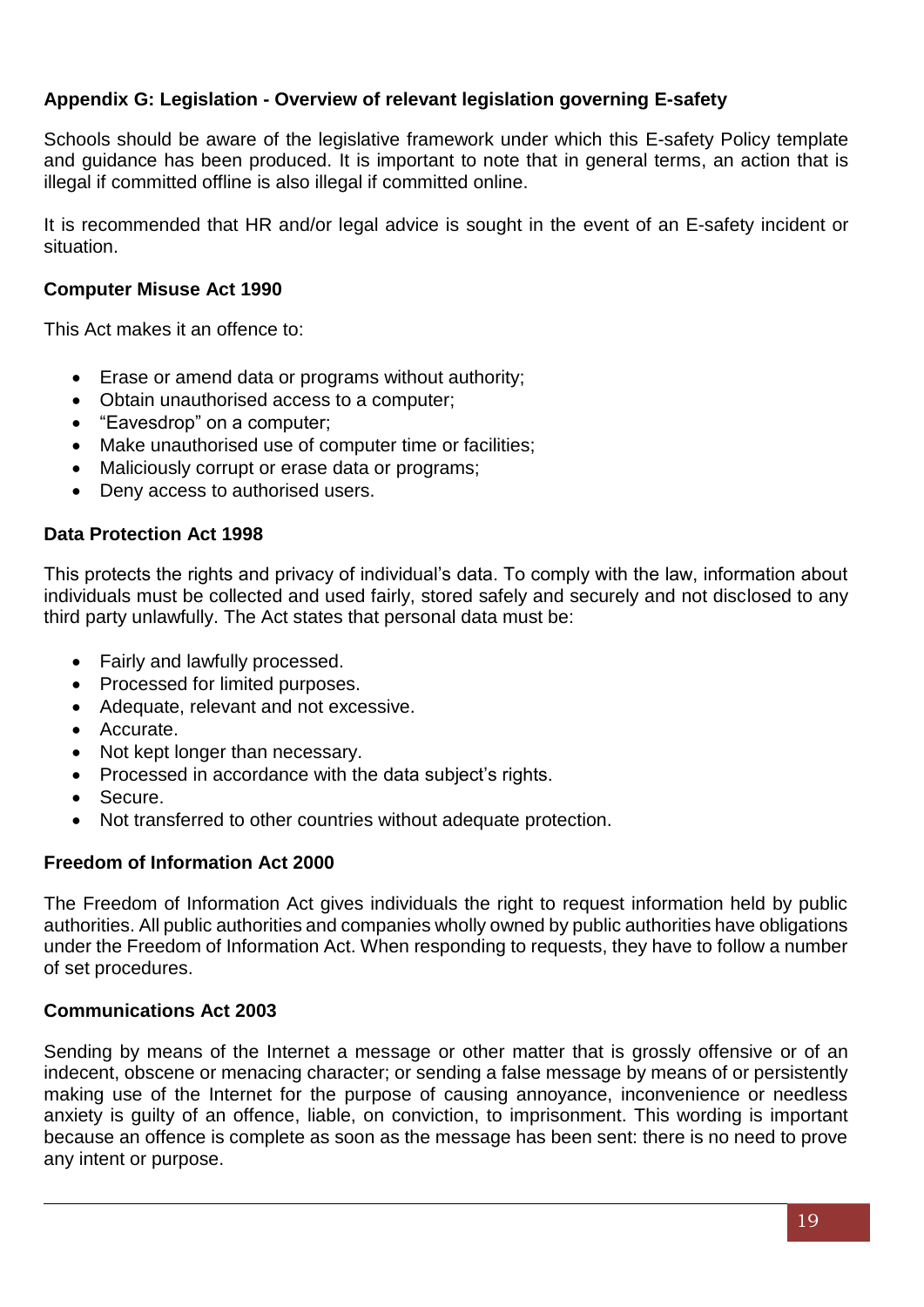## Appendix G: Legislation - Overview of relevant legislation governing E-safety

Schools should be aware of the legislative framework under which this E-safety Policy template and guidance has been produced. It is important to note that in general terms, an action that is illegal if committed offline is also illegal if committed online.

It is recommended that HR and/or legal advice is sought in the event of an E-safety incident or situation.

### Computer Misuse Act 1990

This Act makes it an offence to:

- Erase or amend data or programs without authority;
- Obtain unauthorised access to a computer;
- "Eavesdrop" on a computer;
- Make unauthorised use of computer time or facilities;
- Maliciously corrupt or erase data or programs;
- Deny access to authorised users.

### Data Protection Act 1998

This protects the rights and privacy of individual's data. To comply with the law, information about individuals must be collected and used fairly, stored safely and securely and not disclosed to any third party unlawfully. The Act states that personal data must be:

- Fairly and lawfully processed.
- Processed for limited purposes.
- Adequate, relevant and not excessive.
- Accurate.
- Not kept longer than necessary.
- Processed in accordance with the data subject's rights.
- Secure.
- Not transferred to other countries without adequate protection.

### Freedom of Information Act 2000

The Freedom of Information Act gives individuals the right to request information held by public authorities. All public authorities and companies wholly owned by public authorities have obligations under the Freedom of Information Act. When responding to requests, they have to follow a number of set procedures.

### Communications Act 2003

Sending by means of the Internet a message or other matter that is grossly offensive or of an indecent, obscene or menacing character; or sending a false message by means of or persistently making use of the Internet for the purpose of causing annoyance, inconvenience or needless anxiety is guilty of an offence, liable, on conviction, to imprisonment. This wording is important because an offence is complete as soon as the message has been sent: there is no need to prove any intent or purpose.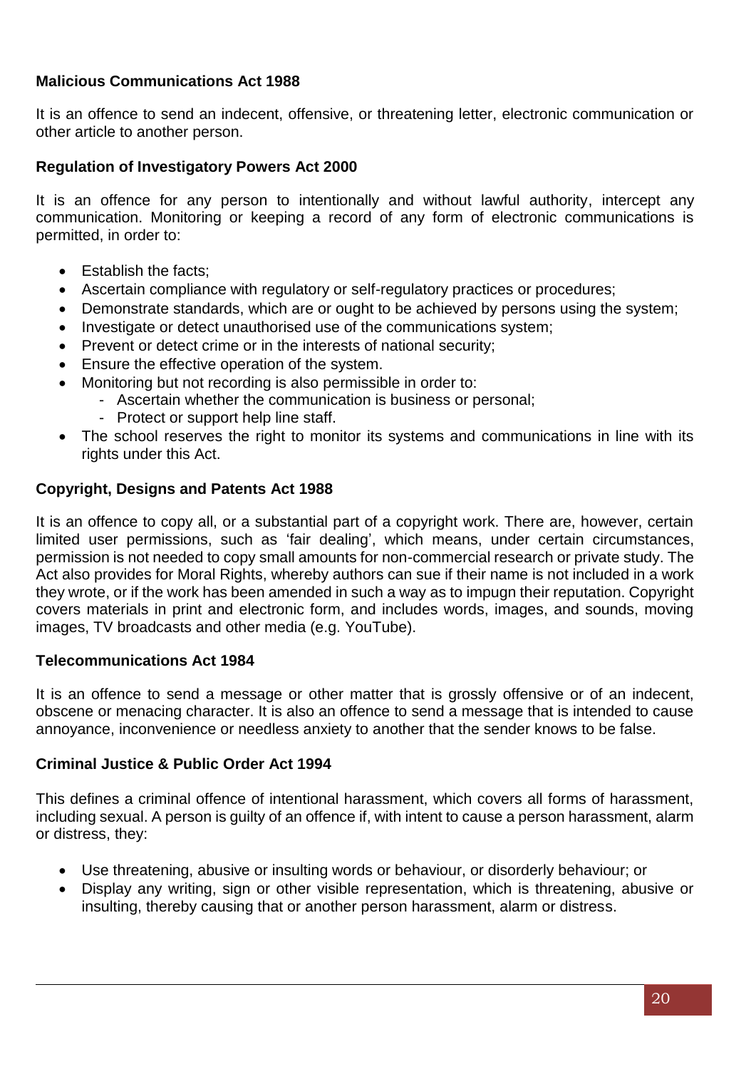**Malicious Communications Act 1988**

It is an offence to send an indecent, offensive, or threatening letter, electronic communication or other article to another person.

**Regulation of Investigatory Powers Act 2000**

It is an offence for any person to intentionally and without lawful authority, intercept any communication. Monitoring or keeping a record of any form of electronic communications is permitted, in order to:

- Establish the facts;
- Ascertain compliance with regulatory or self-regulatory practices or procedures;
- Demonstrate standards, which are or ought to be achieved by persons using the system;
- Investigate or detect unauthorised use of the communications system;
- Prevent or detect crime or in the interests of national security;
- Ensure the effective operation of the system.
- Monitoring but not recording is also permissible in order to:
  - Ascertain whether the communication is business or personal;
  - Protect or support help line staff.
- The school reserves the right to monitor its systems and communications in line with its rights under this Act.

**Copyright, Designs and Patents Act 1988**

It is an offence to copy all, or a substantial part of a copyright work. There are, however, certain limited user permissions, such as 'fair dealing', which means, under certain circumstances, permission is not needed to copy small amounts for non-commercial research or private study. The Act also provides for Moral Rights, whereby authors can sue if their name is not included in a work they wrote, or if the work has been amended in such a way as to impugn their reputation. Copyright covers materials in print and electronic form, and includes words, images, and sounds, moving images, TV broadcasts and other media (e.g. YouTube).

**Telecommunications Act 1984**

It is an offence to send a message or other matter that is grossly offensive or of an indecent, obscene or menacing character. It is also an offence to send a message that is intended to cause annoyance, inconvenience or needless anxiety to another that the sender knows to be false.

**Criminal Justice & Public Order Act 1994**

This defines a criminal offence of intentional harassment, which covers all forms of harassment, including sexual. A person is guilty of an offence if, with intent to cause a person harassment, alarm or distress, they:

- Use threatening, abusive or insulting words or behaviour, or disorderly behaviour; or
- Display any writing, sign or other visible representation, which is threatening, abusive or insulting, thereby causing that or another person harassment, alarm or distress.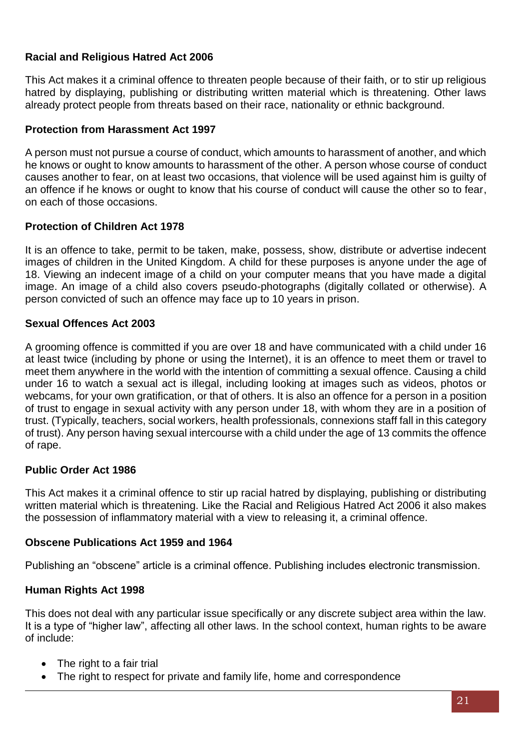**Racial and Religious Hatred Act 2006**

This Act makes it a criminal offence to threaten people because of their faith, or to stir up religious hatred by displaying, publishing or distributing written material which is threatening. Other laws already protect people from threats based on their race, nationality or ethnic background.

**Protection from Harassment Act 1997**

A person must not pursue a course of conduct, which amounts to harassment of another, and which he knows or ought to know amounts to harassment of the other. A person whose course of conduct causes another to fear, on at least two occasions, that violence will be used against him is guilty of an offence if he knows or ought to know that his course of conduct will cause the other so to fear, on each of those occasions.

**Protection of Children Act 1978**

It is an offence to take, permit to be taken, make, possess, show, distribute or advertise indecent images of children in the United Kingdom. A child for these purposes is anyone under the age of 18. Viewing an indecent image of a child on your computer means that you have made a digital image. An image of a child also covers pseudo-photographs (digitally collated or otherwise). A person convicted of such an offence may face up to 10 years in prison.

**Sexual Offences Act 2003**

A grooming offence is committed if you are over 18 and have communicated with a child under 16 at least twice (including by phone or using the Internet), it is an offence to meet them or travel to meet them anywhere in the world with the intention of committing a sexual offence. Causing a child under 16 to watch a sexual act is illegal, including looking at images such as videos, photos or webcams, for your own gratification, or that of others. It is also an offence for a person in a position of trust to engage in sexual activity with any person under 18, with whom they are in a position of trust. (Typically, teachers, social workers, health professionals, connexions staff fall in this category of trust). Any person having sexual intercourse with a child under the age of 13 commits the offence of rape.

**Public Order Act 1986**

This Act makes it a criminal offence to stir up racial hatred by displaying, publishing or distributing written material which is threatening. Like the Racial and Religious Hatred Act 2006 it also makes the possession of inflammatory material with a view to releasing it, a criminal offence.

**Obscene Publications Act 1959 and 1964**

Publishing an "obscene" article is a criminal offence. Publishing includes electronic transmission.

**Human Rights Act 1998**

This does not deal with any particular issue specifically or any discrete subject area within the law. It is a type of "higher law", affecting all other laws. In the school context, human rights to be aware of include:

- The right to a fair trial
- The right to respect for private and family life, home and correspondence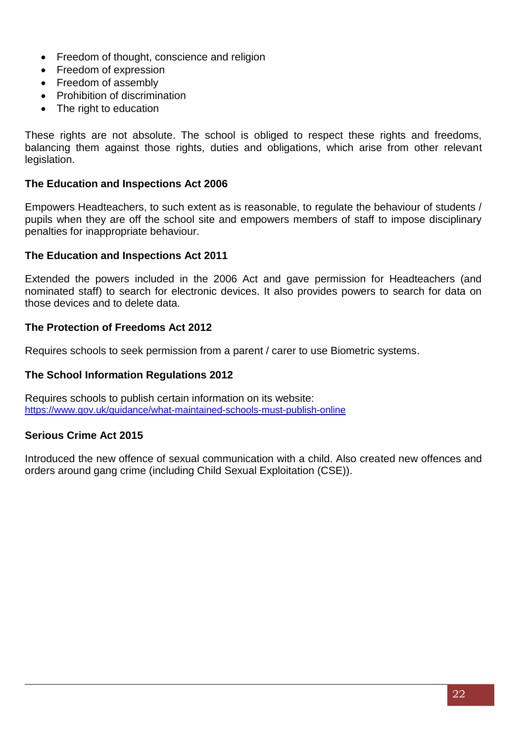- Freedom of thought, conscience and religion
- Freedom of expression
- Freedom of assembly
- Prohibition of discrimination
- The right to education

These rights are not absolute. The school is obliged to respect these rights and freedoms, balancing them against those rights, duties and obligations, which arise from other relevant legislation.

**The Education and Inspections Act 2006**

Empowers Headteachers, to such extent as is reasonable, to regulate the behaviour of students / pupils when they are off the school site and empowers members of staff to impose disciplinary penalties for inappropriate behaviour.

**The Education and Inspections Act 2011**

Extended the powers included in the 2006 Act and gave permission for Headteachers (and nominated staff) to search for electronic devices. It also provides powers to search for data on those devices and to delete data.

**The Protection of Freedoms Act 2012**

Requires schools to seek permission from a parent / carer to use Biometric systems.

**The School Information Regulations 2012**

Requires schools to publish certain information on its website:
https://www.gov.uk/guidance/what-maintained-schools-must-publish-online

**Serious Crime Act 2015**

Introduced the new offence of sexual communication with a child. Also created new offences and orders around gang crime (including Child Sexual Exploitation (CSE)).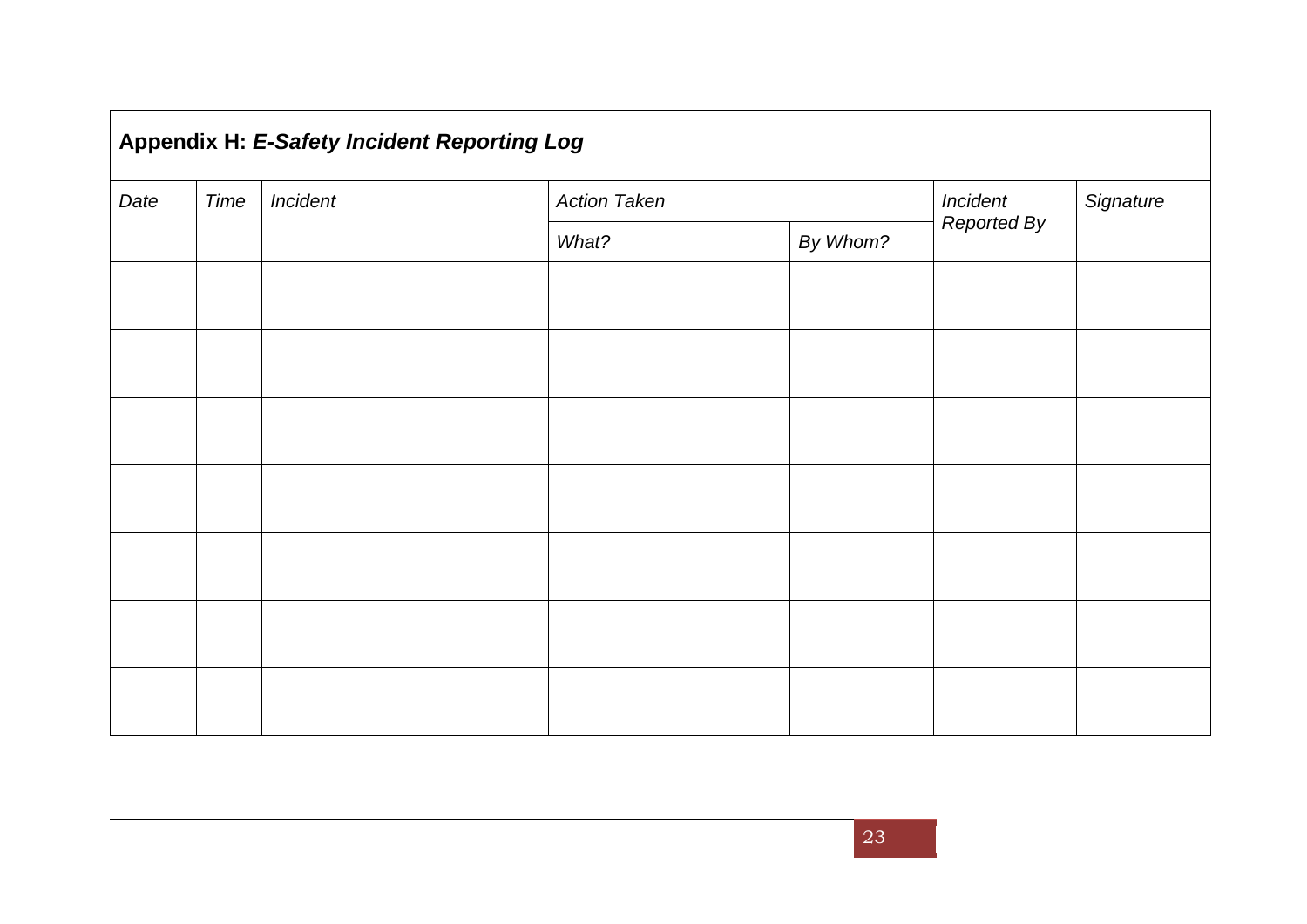**Appendix H:** ***E-Safety Incident Reporting Log***

| *Date* | *Time* | *Incident* | *Action Taken* | | *Incident Reported By* | *Signature* |
|---|---|---|---|---|---|---|
| | | | *What?* | *By Whom?* | | |
| | | | | | | |
| | | | | | | |
| | | | | | | |
| | | | | | | |
| | | | | | | |
| | | | | | | |
| | | | | | | |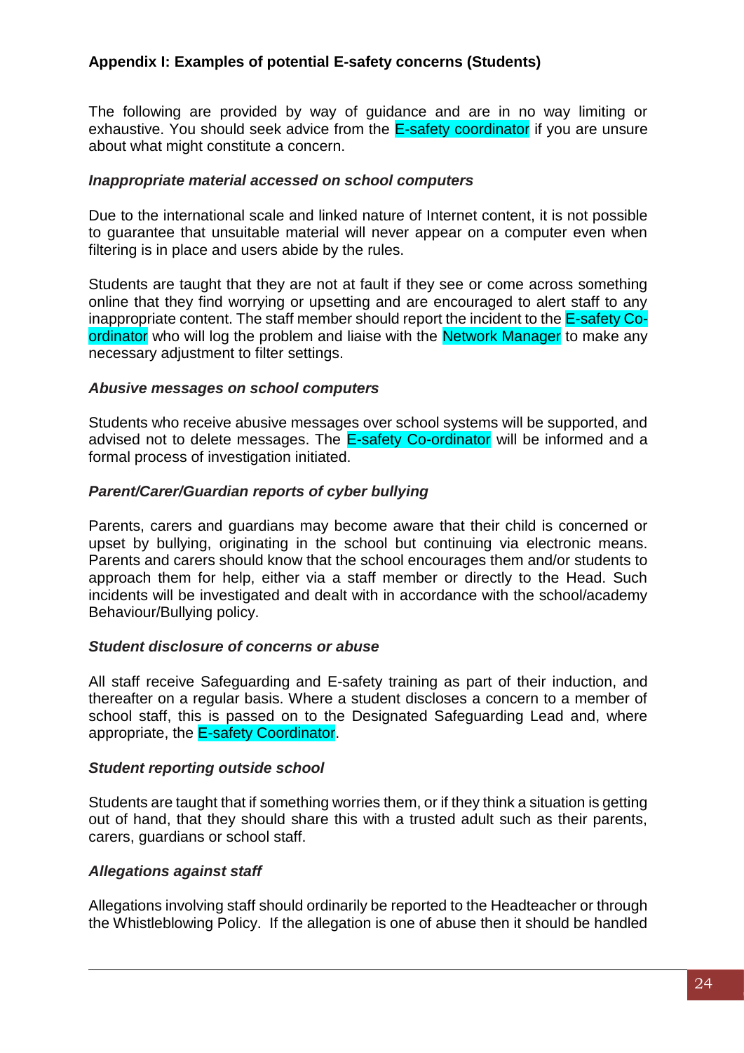**Appendix I: Examples of potential E-safety concerns (Students)**

The following are provided by way of guidance and are in no way limiting or exhaustive. You should seek advice from the E-safety coordinator if you are unsure about what might constitute a concern.

***Inappropriate material accessed on school computers***

Due to the international scale and linked nature of Internet content, it is not possible to guarantee that unsuitable material will never appear on a computer even when filtering is in place and users abide by the rules.

Students are taught that they are not at fault if they see or come across something online that they find worrying or upsetting and are encouraged to alert staff to any inappropriate content. The staff member should report the incident to the E-safety Co-ordinator who will log the problem and liaise with the Network Manager to make any necessary adjustment to filter settings.

***Abusive messages on school computers***

Students who receive abusive messages over school systems will be supported, and advised not to delete messages. The E-safety Co-ordinator will be informed and a formal process of investigation initiated.

***Parent/Carer/Guardian reports of cyber bullying***

Parents, carers and guardians may become aware that their child is concerned or upset by bullying, originating in the school but continuing via electronic means. Parents and carers should know that the school encourages them and/or students to approach them for help, either via a staff member or directly to the Head. Such incidents will be investigated and dealt with in accordance with the school/academy Behaviour/Bullying policy.

***Student disclosure of concerns or abuse***

All staff receive Safeguarding and E-safety training as part of their induction, and thereafter on a regular basis. Where a student discloses a concern to a member of school staff, this is passed on to the Designated Safeguarding Lead and, where appropriate, the E-safety Coordinator.

***Student reporting outside school***

Students are taught that if something worries them, or if they think a situation is getting out of hand, that they should share this with a trusted adult such as their parents, carers, guardians or school staff.

***Allegations against staff***

Allegations involving staff should ordinarily be reported to the Headteacher or through the Whistleblowing Policy. If the allegation is one of abuse then it should be handled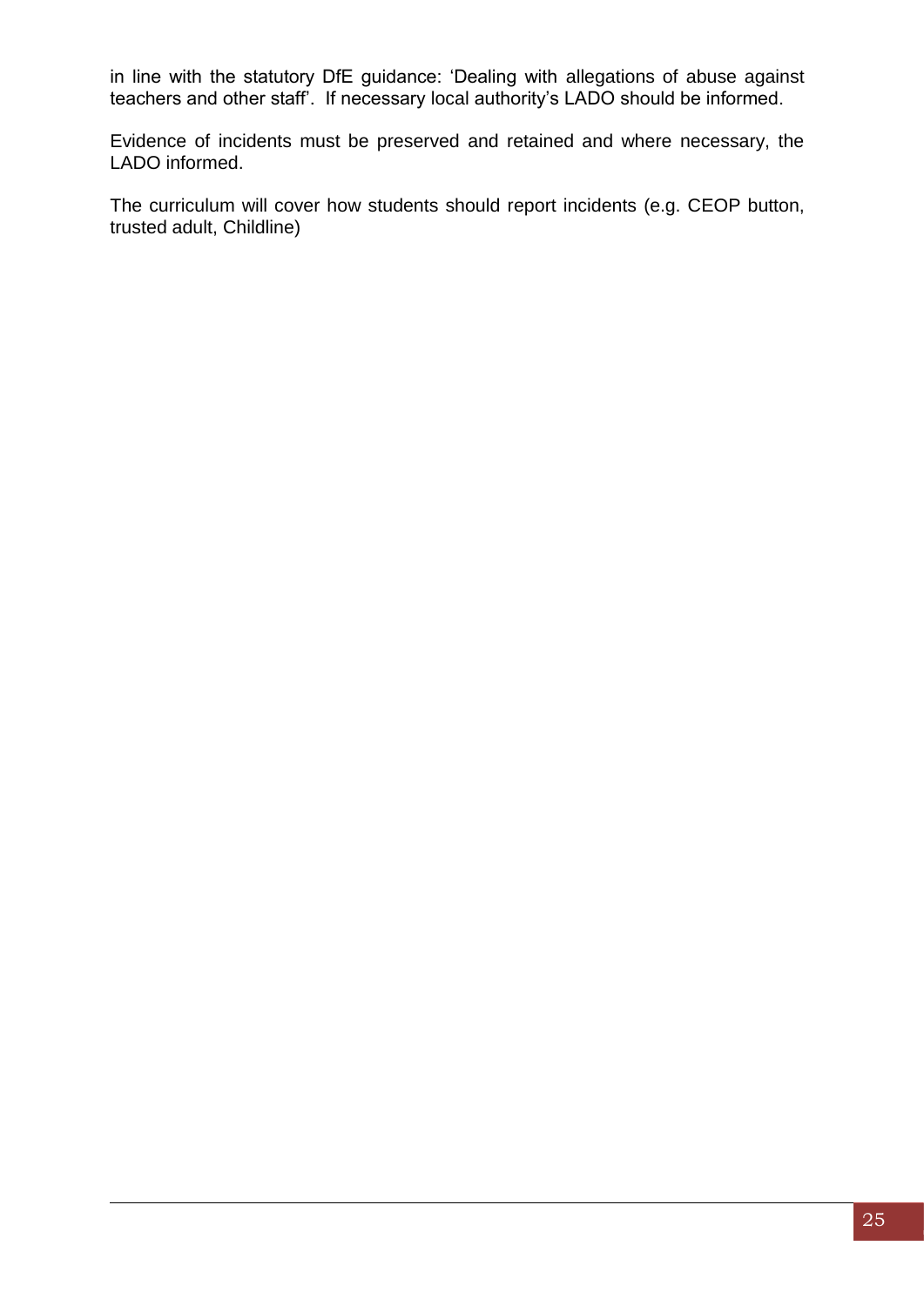in line with the statutory DfE guidance: 'Dealing with allegations of abuse against teachers and other staff'. If necessary local authority's LADO should be informed.

Evidence of incidents must be preserved and retained and where necessary, the LADO informed.

The curriculum will cover how students should report incidents (e.g. CEOP button, trusted adult, Childline)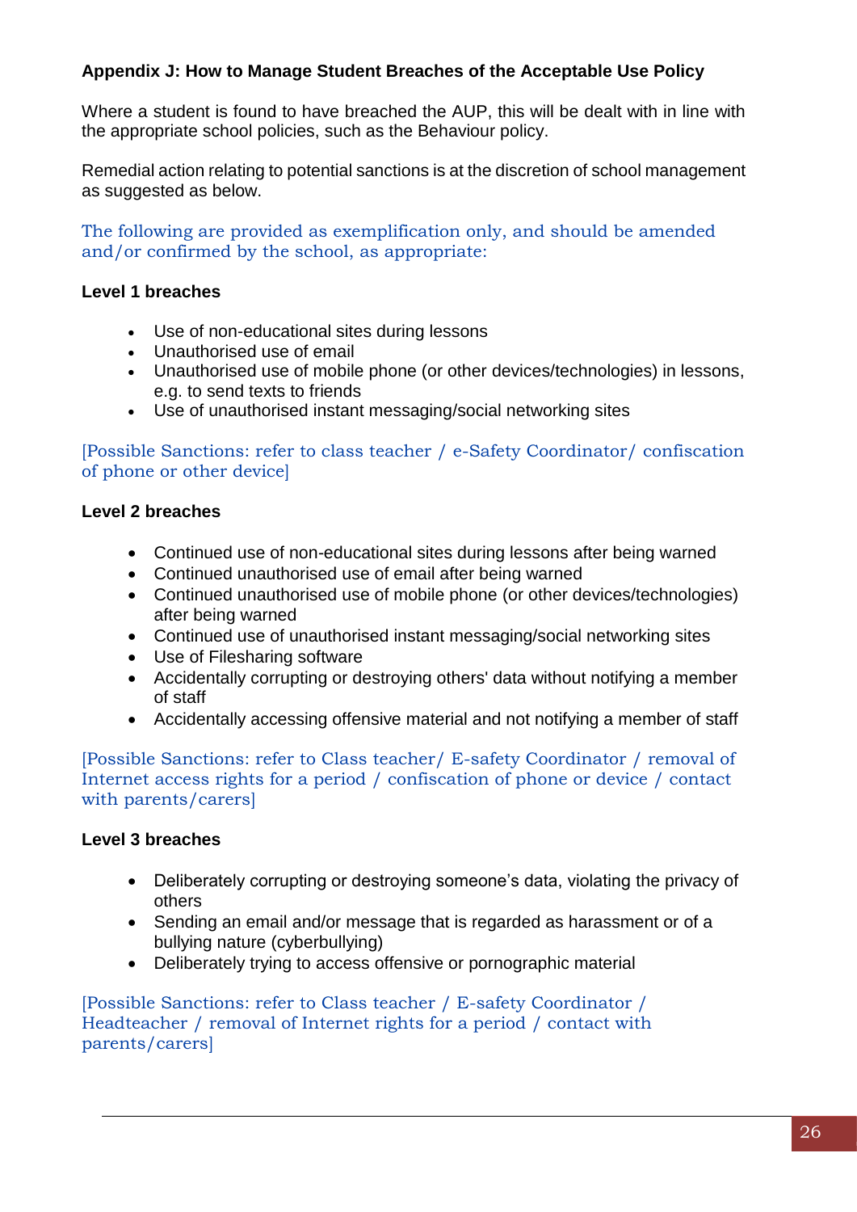**Appendix J: How to Manage Student Breaches of the Acceptable Use Policy**

Where a student is found to have breached the AUP, this will be dealt with in line with the appropriate school policies, such as the Behaviour policy.

Remedial action relating to potential sanctions is at the discretion of school management as suggested as below.

The following are provided as exemplification only, and should be amended and/or confirmed by the school, as appropriate:

**Level 1 breaches**

- Use of non-educational sites during lessons
- Unauthorised use of email
- Unauthorised use of mobile phone (or other devices/technologies) in lessons, e.g. to send texts to friends
- Use of unauthorised instant messaging/social networking sites

[Possible Sanctions: refer to class teacher / e-Safety Coordinator/ confiscation of phone or other device]

**Level 2 breaches**

- Continued use of non-educational sites during lessons after being warned
- Continued unauthorised use of email after being warned
- Continued unauthorised use of mobile phone (or other devices/technologies) after being warned
- Continued use of unauthorised instant messaging/social networking sites
- Use of Filesharing software
- Accidentally corrupting or destroying others' data without notifying a member of staff
- Accidentally accessing offensive material and not notifying a member of staff

[Possible Sanctions: refer to Class teacher/ E-safety Coordinator / removal of Internet access rights for a period / confiscation of phone or device / contact with parents/carers]

**Level 3 breaches**

- Deliberately corrupting or destroying someone's data, violating the privacy of others
- Sending an email and/or message that is regarded as harassment or of a bullying nature (cyberbullying)
- Deliberately trying to access offensive or pornographic material

[Possible Sanctions: refer to Class teacher / E-safety Coordinator / Headteacher / removal of Internet rights for a period / contact with parents/carers]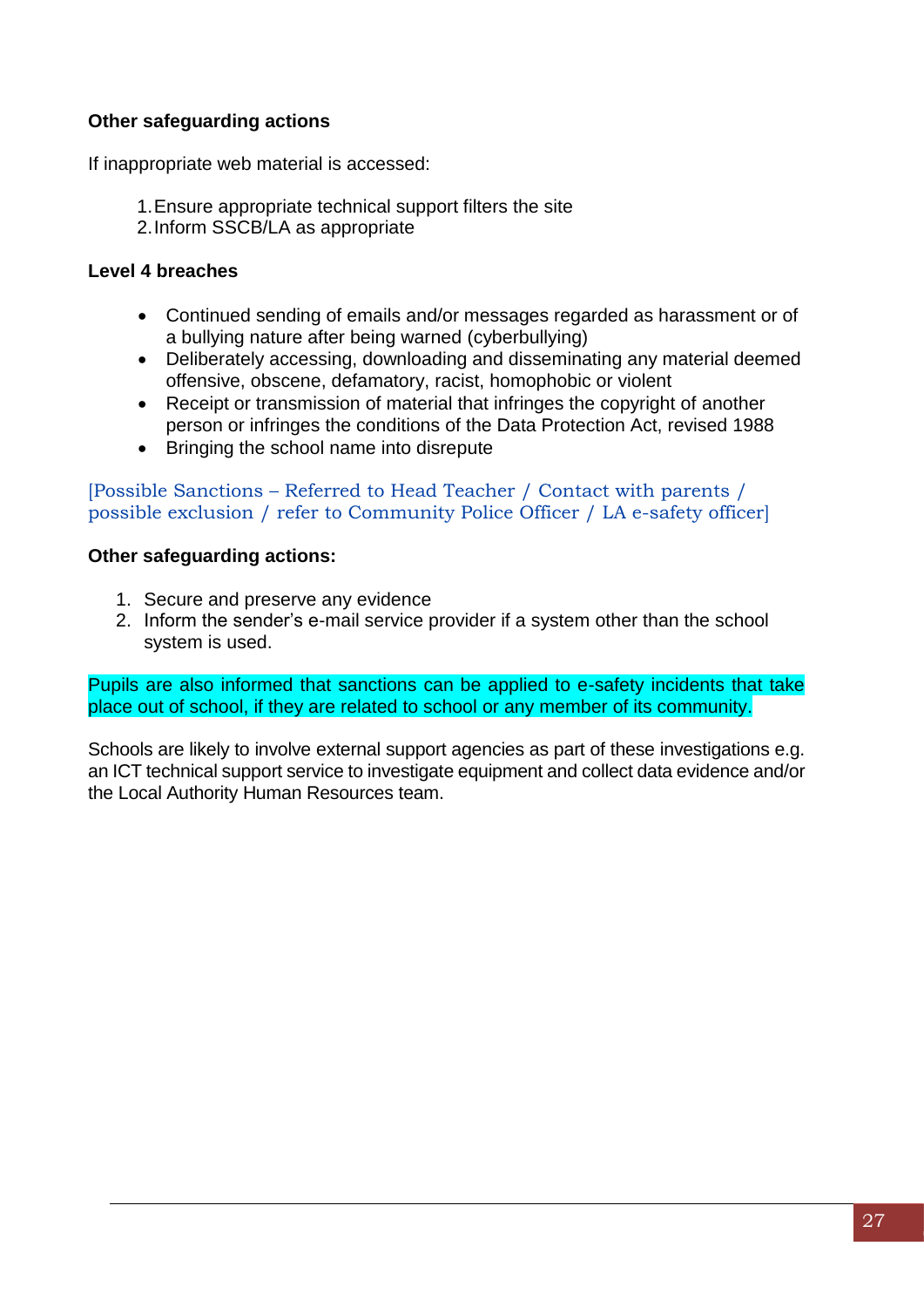**Other safeguarding actions**

If inappropriate web material is accessed:

1. Ensure appropriate technical support filters the site
2. Inform SSCB/LA as appropriate

**Level 4 breaches**

- Continued sending of emails and/or messages regarded as harassment or of a bullying nature after being warned (cyberbullying)
- Deliberately accessing, downloading and disseminating any material deemed offensive, obscene, defamatory, racist, homophobic or violent
- Receipt or transmission of material that infringes the copyright of another person or infringes the conditions of the Data Protection Act, revised 1988
- Bringing the school name into disrepute

[Possible Sanctions – Referred to Head Teacher / Contact with parents / possible exclusion / refer to Community Police Officer / LA e-safety officer]

**Other safeguarding actions:**

1. Secure and preserve any evidence
2. Inform the sender's e-mail service provider if a system other than the school system is used.

Pupils are also informed that sanctions can be applied to e-safety incidents that take place out of school, if they are related to school or any member of its community.

Schools are likely to involve external support agencies as part of these investigations e.g. an ICT technical support service to investigate equipment and collect data evidence and/or the Local Authority Human Resources team.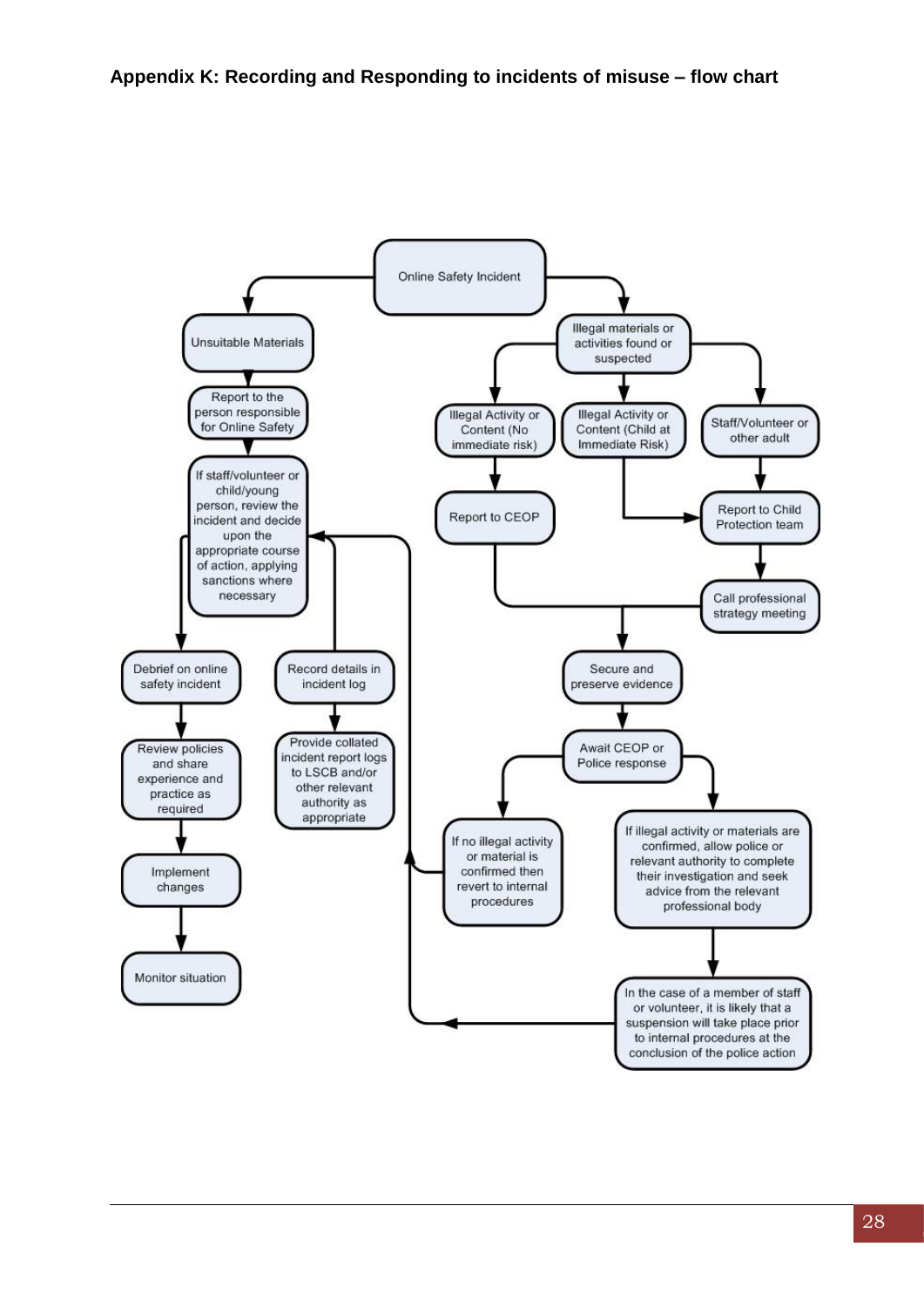**Appendix K: Recording and Responding to incidents of misuse – flow chart**

Online Safety Incident

Unsuitable Materials

Report to the person responsible for Online Safety

If staff/volunteer or child/young person, review the incident and decide upon the appropriate course of action, applying sanctions where necessary

Debrief on online safety incident

Review policies and share experience and practice as required

Implement changes

Monitor situation

Record details in incident log

Provide collated incident report logs to LSCB and/or other relevant authority as appropriate

Illegal materials or activities found or suspected

Illegal Activity or Content (No immediate risk)

Illegal Activity or Content (Child at Immediate Risk)

Staff/Volunteer or other adult

Report to CEOP

Report to Child Protection team

Call professional strategy meeting

Secure and preserve evidence

Await CEOP or Police response

If no illegal activity or material is confirmed then revert to internal procedures

If illegal activity or materials are confirmed, allow police or relevant authority to complete their investigation and seek advice from the relevant professional body

In the case of a member of staff or volunteer, it is likely that a suspension will take place prior to internal procedures at the conclusion of the police action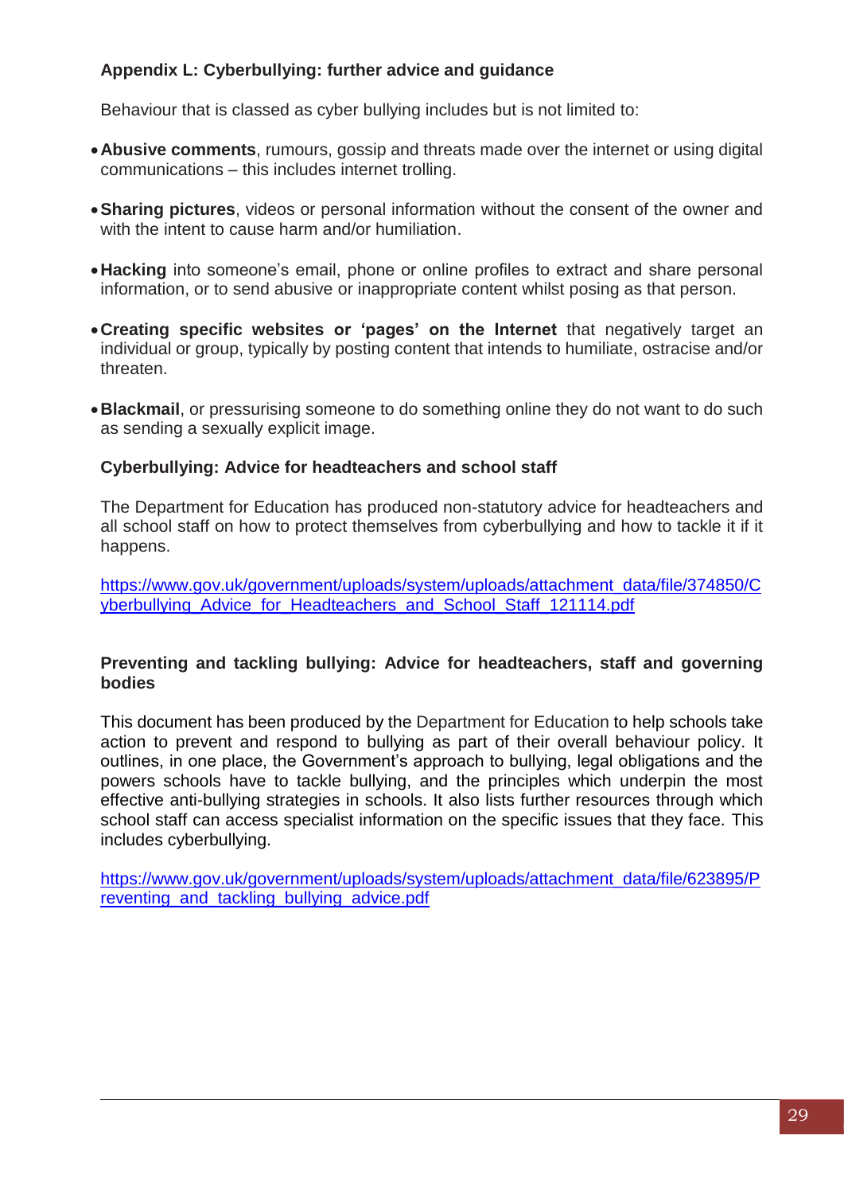## Appendix L: Cyberbullying: further advice and guidance

Behaviour that is classed as cyber bullying includes but is not limited to:

- **Abusive comments**, rumours, gossip and threats made over the internet or using digital communications – this includes internet trolling.
- **Sharing pictures**, videos or personal information without the consent of the owner and with the intent to cause harm and/or humiliation.
- **Hacking** into someone's email, phone or online profiles to extract and share personal information, or to send abusive or inappropriate content whilst posing as that person.
- **Creating specific websites or 'pages' on the Internet** that negatively target an individual or group, typically by posting content that intends to humiliate, ostracise and/or threaten.
- **Blackmail**, or pressurising someone to do something online they do not want to do such as sending a sexually explicit image.

### Cyberbullying: Advice for headteachers and school staff

The Department for Education has produced non-statutory advice for headteachers and all school staff on how to protect themselves from cyberbullying and how to tackle it if it happens.

https://www.gov.uk/government/uploads/system/uploads/attachment_data/file/374850/Cyberbullying_Advice_for_Headteachers_and_School_Staff_121114.pdf

### Preventing and tackling bullying: Advice for headteachers, staff and governing bodies

This document has been produced by the Department for Education to help schools take action to prevent and respond to bullying as part of their overall behaviour policy. It outlines, in one place, the Government's approach to bullying, legal obligations and the powers schools have to tackle bullying, and the principles which underpin the most effective anti-bullying strategies in schools. It also lists further resources through which school staff can access specialist information on the specific issues that they face. This includes cyberbullying.

https://www.gov.uk/government/uploads/system/uploads/attachment_data/file/623895/Preventing_and_tackling_bullying_advice.pdf